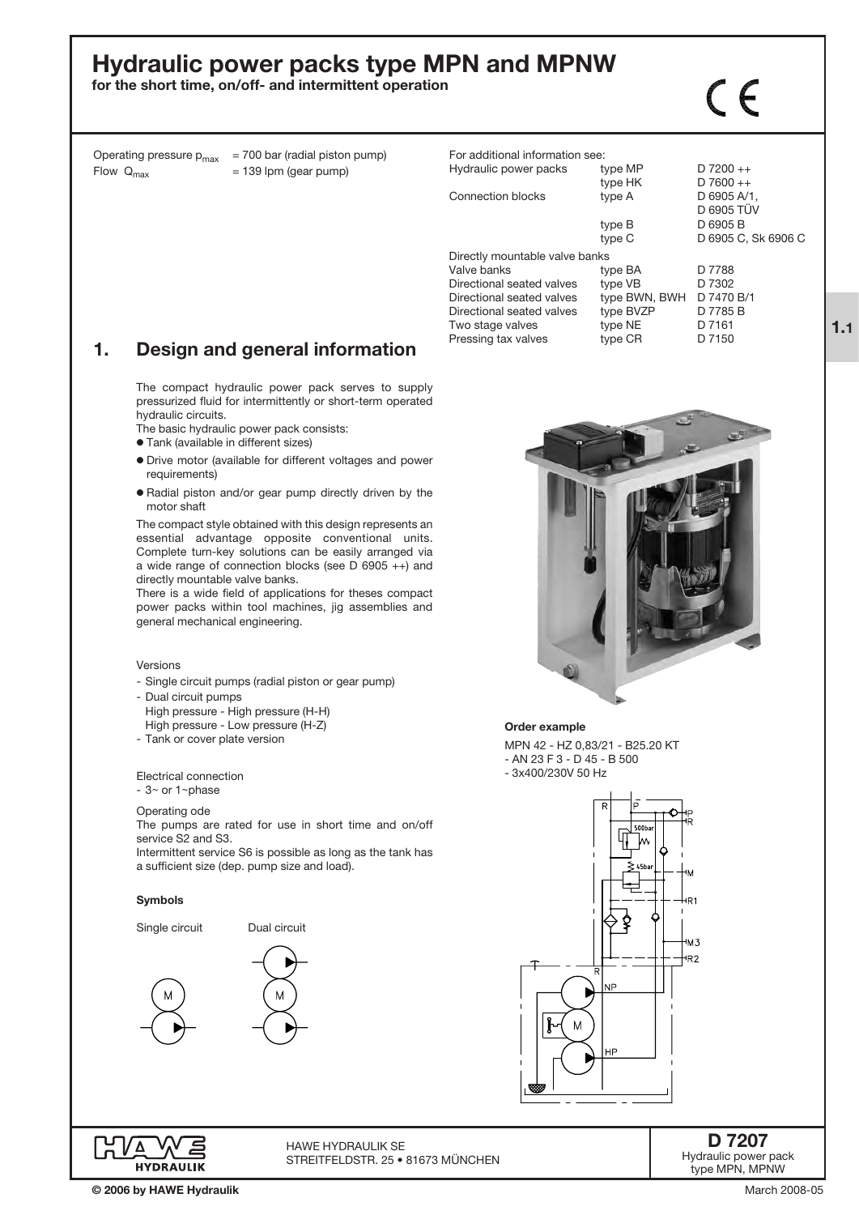# Hydraulic power packs type MPN and MPNW

**for the short time, on/off- and intermittent operation**

Operating pressure $p_{max}$ = 700 bar (radial piston pump)
Flow $Q_{max}$ = 139 lpm (gear pump)

For additional information see:

| | | |
|---|---|---|
| Hydraulic power packs | type MP | D 7200 ++ |
| | type HK | D 7600 ++ |
| Connection blocks | type A | D 6905 A/1, D 6905 TÜV |
| | type B | D 6905 B |
| | type C | D 6905 C, Sk 6906 C |
| Directly mountable valve banks | | |
| Valve banks | type BA | D 7788 |
| Directional seated valves | type VB | D 7302 |
| Directional seated valves | type BWN, BWH | D 7470 B/1 |
| Directional seated valves | type BVZP | D 7785 B |
| Two stage valves | type NE | D 7161 |
| Pressing tax valves | type CR | D 7150 |

## 1. Design and general information

The compact hydraulic power pack serves to supply pressurized fluid for intermittently or short-term operated hydraulic circuits.
The basic hydraulic power pack consists:

- Tank (available in different sizes)
- Drive motor (available for different voltages and power requirements)
- Radial piston and/or gear pump directly driven by the motor shaft

The compact style obtained with this design represents an essential advantage opposite conventional units. Complete turn-key solutions can be easily arranged via a wide range of connection blocks (see D 6905 ++) and directly mountable valve banks.
There is a wide field of applications for theses compact power packs within tool machines, jig assemblies and general mechanical engineering.

Versions

- Single circuit pumps (radial piston or gear pump)
- Dual circuit pumps
  High pressure - High pressure (H-H)
  High pressure - Low pressure (H-Z)
- Tank or cover plate version

Electrical connection
- 3~ or 1~phase

Operating ode
The pumps are rated for use in short time and on/off service S2 and S3.
Intermittent service S6 is possible as long as the tank has a sufficient size (dep. pump size and load).

**Symbols**

Single circuit Dual circuit

**Order example**

MPN 42 - HZ 0,83/21 - B25.20 KT
- AN 23 F 3 - D 45 - B 500
- 3x400/230V 50 Hz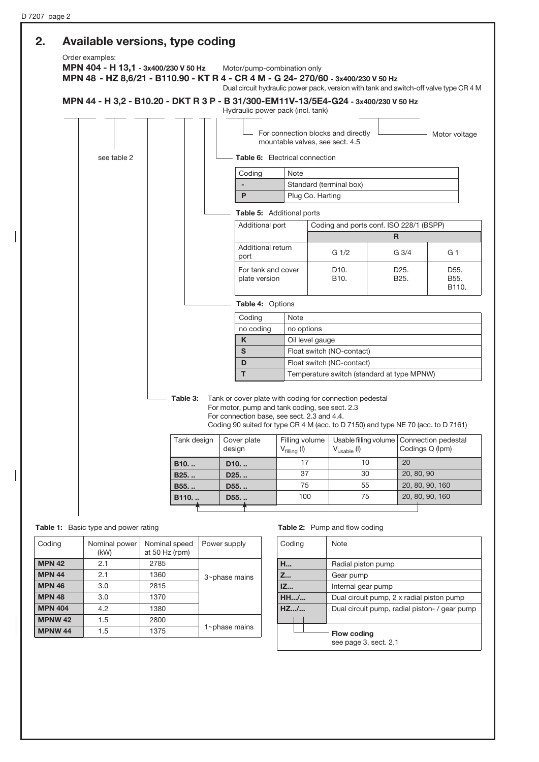## 2. Available versions, type coding

Order examples:

**MPN 404 - H 13,1** - 3x400/230 V 50 Hz — Motor/pump-combination only

**MPN 48 - HZ 8,6/21 - B110.90 - KT R 4 - CR 4 M - G 24- 270/60** - 3x400/230 V 50 Hz — Dual circuit hydraulic power pack, version with tank and switch-off valve type CR 4 M

**MPN 44 - H 3,2 - B10.20 - DKT R 3 P - B 31/300-EM11V-13/5E4-G24** - 3x400/230 V 50 Hz — Hydraulic power pack (incl. tank)

- see table 2
- For connection blocks and directly mountable valves, see sect. 4.5
- Motor voltage

**Table 6:** Electrical connection

| Coding | Note |
|---|---|
| - | Standard (terminal box) |
| P | Plug Co. Harting |

**Table 5:** Additional ports

| Additional port | Coding and ports conf. ISO 228/1 (BSPP) | | |
|---|---|---|---|
| | R | | |
| Additional return port | G 1/2 | G 3/4 | G 1 |
| For tank and cover plate version | D10. B10. | D25. B25. | D55. B55. B110. |

**Table 4:** Options

| Coding | Note |
|---|---|
| no coding | no options |
| K | Oil level gauge |
| S | Float switch (NO-contact) |
| D | Float switch (NC-contact) |
| T | Temperature switch (standard at type MPNW) |

**Table 3:** Tank or cover plate with coding for connection pedestal
For motor, pump and tank coding, see sect. 2.3
For connection base, see sect. 2.3 and 4.4.
Coding 90 suited for type CR 4 M (acc. to D 7150) and type NE 70 (acc. to D 7161)

| Tank design | Cover plate design | Filling volume $V_{filling}$ (l) | Usable filling volume $V_{usable}$ (l) | Connection pedestal Codings Q (lpm) |
|---|---|---|---|---|
| B10. .. | D10. .. | 17 | 10 | 20 |
| B25. .. | D25. .. | 37 | 30 | 20, 80, 90 |
| B55. .. | D55. .. | 75 | 55 | 20, 80, 90, 160 |
| B110. .. | D55. .. | 100 | 75 | 20, 80, 90, 160 |

**Table 1:** Basic type and power rating

| Coding | Nominal power (kW) | Nominal speed at 50 Hz (rpm) | Power supply |
|---|---|---|---|
| MPN 42 | 2.1 | 2785 | 3~phase mains |
| MPN 44 | 2.1 | 1360 | |
| MPN 46 | 3.0 | 2815 | |
| MPN 48 | 3.0 | 1370 | |
| MPN 404 | 4.2 | 1380 | |
| MPNW 42 | 1.5 | 2800 | 1~phase mains |
| MPNW 44 | 1.5 | 1375 | |

**Table 2:** Pump and flow coding

| Coding | Note |
|---|---|
| H... | Radial piston pump |
| Z... | Gear pump |
| IZ... | Internal gear pump |
| HH.../... | Dual circuit pump, 2 x radial piston pump |
| HZ.../... | Dual circuit pump, radial piston- / gear pump |

**Flow coding**
see page 3, sect. 2.1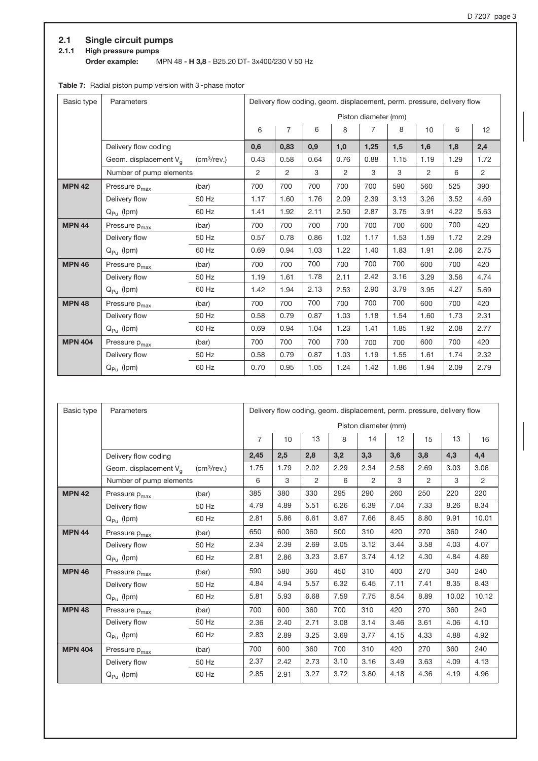## 2.1 Single circuit pumps

### 2.1.1 High pressure pumps

**Order example:** MPN 48 **- H 3,8** - B25.20 DT- 3x400/230 V 50 Hz

**Table 7:** Radial piston pump version with 3~phase motor

| Basic type | Parameters | | Delivery flow coding, geom. displacement, perm. pressure, delivery flow | | | | | | | | |
|---|---|---|---|---|---|---|---|---|---|---|---|
| | | | Piston diameter (mm) | | | | | | | | |
| | | | 6 | 7 | 6 | 8 | 7 | 8 | 10 | 6 | 12 |
| | Delivery flow coding | | **0,6** | **0,83** | **0,9** | **1,0** | **1,25** | **1,5** | **1,6** | **1,8** | **2,4** |
| | Geom. displacement $V_g$ | (cm³/rev.) | 0.43 | 0.58 | 0.64 | 0.76 | 0.88 | 1.15 | 1.19 | 1.29 | 1.72 |
| | Number of pump elements | | 2 | 2 | 3 | 2 | 3 | 3 | 2 | 6 | 2 |
| **MPN 42** | Pressure $p_{max}$ | (bar) | 700 | 700 | 700 | 700 | 700 | 590 | 560 | 525 | 390 |
| | Delivery flow | 50 Hz | 1.17 | 1.60 | 1.76 | 2.09 | 2.39 | 3.13 | 3.26 | 3.52 | 4.69 |
| | $Q_{Pu}$ (lpm) | 60 Hz | 1.41 | 1.92 | 2.11 | 2.50 | 2.87 | 3.75 | 3.91 | 4.22 | 5.63 |
| **MPN 44** | Pressure $p_{max}$ | (bar) | 700 | 700 | 700 | 700 | 700 | 700 | 600 | 700 | 420 |
| | Delivery flow | 50 Hz | 0.57 | 0.78 | 0.86 | 1.02 | 1.17 | 1.53 | 1.59 | 1.72 | 2.29 |
| | $Q_{Pu}$ (lpm) | 60 Hz | 0.69 | 0.94 | 1.03 | 1.22 | 1.40 | 1.83 | 1.91 | 2.06 | 2.75 |
| **MPN 46** | Pressure $p_{max}$ | (bar) | 700 | 700 | 700 | 700 | 700 | 700 | 600 | 700 | 420 |
| | Delivery flow | 50 Hz | 1.19 | 1.61 | 1.78 | 2.11 | 2.42 | 3.16 | 3.29 | 3.56 | 4.74 |
| | $Q_{Pu}$ (lpm) | 60 Hz | 1.42 | 1.94 | 2.13 | 2.53 | 2.90 | 3.79 | 3.95 | 4.27 | 5.69 |
| **MPN 48** | Pressure $p_{max}$ | (bar) | 700 | 700 | 700 | 700 | 700 | 700 | 600 | 700 | 420 |
| | Delivery flow | 50 Hz | 0.58 | 0.79 | 0.87 | 1.03 | 1.18 | 1.54 | 1.60 | 1.73 | 2.31 |
| | $Q_{Pu}$ (lpm) | 60 Hz | 0.69 | 0.94 | 1.04 | 1.23 | 1.41 | 1.85 | 1.92 | 2.08 | 2.77 |
| **MPN 404** | Pressure $p_{max}$ | (bar) | 700 | 700 | 700 | 700 | 700 | 700 | 600 | 700 | 420 |
| | Delivery flow | 50 Hz | 0.58 | 0.79 | 0.87 | 1.03 | 1.19 | 1.55 | 1.61 | 1.74 | 2.32 |
| | $Q_{Pu}$ (lpm) | 60 Hz | 0.70 | 0.95 | 1.05 | 1.24 | 1.42 | 1.86 | 1.94 | 2.09 | 2.79 |

| Basic type | Parameters | | Delivery flow coding, geom. displacement, perm. pressure, delivery flow | | | | | | | | |
|---|---|---|---|---|---|---|---|---|---|---|---|
| | | | Piston diameter (mm) | | | | | | | | |
| | | | 7 | 10 | 13 | 8 | 14 | 12 | 15 | 13 | 16 |
| | Delivery flow coding | | **2,45** | **2,5** | **2,8** | **3,2** | **3,3** | **3,6** | **3,8** | **4,3** | **4,4** |
| | Geom. displacement $V_g$ | (cm³/rev.) | 1.75 | 1.79 | 2.02 | 2.29 | 2.34 | 2.58 | 2.69 | 3.03 | 3.06 |
| | Number of pump elements | | 6 | 3 | 2 | 6 | 2 | 3 | 2 | 3 | 2 |
| **MPN 42** | Pressure $p_{max}$ | (bar) | 385 | 380 | 330 | 295 | 290 | 260 | 250 | 220 | 220 |
| | Delivery flow | 50 Hz | 4.79 | 4.89 | 5.51 | 6.26 | 6.39 | 7.04 | 7.33 | 8.26 | 8.34 |
| | $Q_{Pu}$ (lpm) | 60 Hz | 2.81 | 5.86 | 6.61 | 3.67 | 7.66 | 8.45 | 8.80 | 9.91 | 10.01 |
| **MPN 44** | Pressure $p_{max}$ | (bar) | 650 | 600 | 360 | 500 | 310 | 420 | 270 | 360 | 240 |
| | Delivery flow | 50 Hz | 2.34 | 2.39 | 2.69 | 3.05 | 3.12 | 3.44 | 3.58 | 4.03 | 4.07 |
| | $Q_{Pu}$ (lpm) | 60 Hz | 2.81 | 2.86 | 3.23 | 3.67 | 3.74 | 4.12 | 4.30 | 4.84 | 4.89 |
| **MPN 46** | Pressure $p_{max}$ | (bar) | 590 | 580 | 360 | 450 | 310 | 400 | 270 | 340 | 240 |
| | Delivery flow | 50 Hz | 4.84 | 4.94 | 5.57 | 6.32 | 6.45 | 7.11 | 7.41 | 8.35 | 8.43 |
| | $Q_{Pu}$ (lpm) | 60 Hz | 5.81 | 5.93 | 6.68 | 7.59 | 7.75 | 8.54 | 8.89 | 10.02 | 10.12 |
| **MPN 48** | Pressure $p_{max}$ | (bar) | 700 | 600 | 360 | 700 | 310 | 420 | 270 | 360 | 240 |
| | Delivery flow | 50 Hz | 2.36 | 2.40 | 2.71 | 3.08 | 3.14 | 3.46 | 3.61 | 4.06 | 4.10 |
| | $Q_{Pu}$ (lpm) | 60 Hz | 2.83 | 2.89 | 3.25 | 3.69 | 3.77 | 4.15 | 4.33 | 4.88 | 4.92 |
| **MPN 404** | Pressure $p_{max}$ | (bar) | 700 | 600 | 360 | 700 | 310 | 420 | 270 | 360 | 240 |
| | Delivery flow | 50 Hz | 2.37 | 2.42 | 2.73 | 3.10 | 3.16 | 3.49 | 3.63 | 4.09 | 4.13 |
| | $Q_{Pu}$ (lpm) | 60 Hz | 2.85 | 2.91 | 3.27 | 3.72 | 3.80 | 4.18 | 4.36 | 4.19 | 4.96 |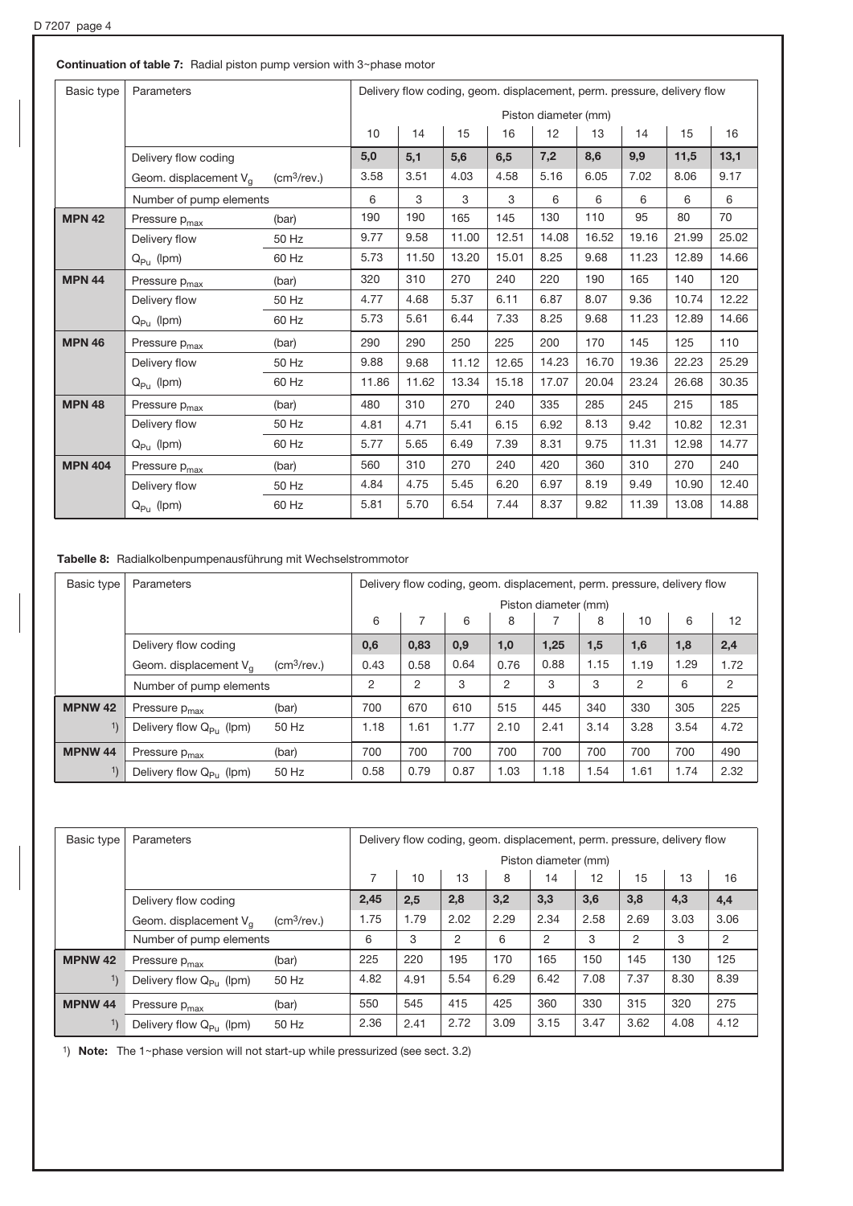**Continuation of table 7:** Radial piston pump version with 3~phase motor

| Basic type | Parameters | | Delivery flow coding, geom. displacement, perm. pressure, delivery flow | | | | | | | | |
|---|---|---|---|---|---|---|---|---|---|---|---|
| | | | Piston diameter (mm) | | | | | | | | |
| | | | 10 | 14 | 15 | 16 | 12 | 13 | 14 | 15 | 16 |
| | Delivery flow coding | | **5,0** | **5,1** | **5,6** | **6,5** | **7,2** | **8,6** | **9,9** | **11,5** | **13,1** |
| | Geom. displacement $V_g$ | (cm³/rev.) | 3.58 | 3.51 | 4.03 | 4.58 | 5.16 | 6.05 | 7.02 | 8.06 | 9.17 |
| | Number of pump elements | | 6 | 3 | 3 | 3 | 6 | 6 | 6 | 6 | 6 |
| **MPN 42** | Pressure $p_{max}$ | (bar) | 190 | 190 | 165 | 145 | 130 | 110 | 95 | 80 | 70 |
| | Delivery flow | 50 Hz | 9.77 | 9.58 | 11.00 | 12.51 | 14.08 | 16.52 | 19.16 | 21.99 | 25.02 |
| | $Q_{Pu}$ (lpm) | 60 Hz | 5.73 | 11.50 | 13.20 | 15.01 | 8.25 | 9.68 | 11.23 | 12.89 | 14.66 |
| **MPN 44** | Pressure $p_{max}$ | (bar) | 320 | 310 | 270 | 240 | 220 | 190 | 165 | 140 | 120 |
| | Delivery flow | 50 Hz | 4.77 | 4.68 | 5.37 | 6.11 | 6.87 | 8.07 | 9.36 | 10.74 | 12.22 |
| | $Q_{Pu}$ (lpm) | 60 Hz | 5.73 | 5.61 | 6.44 | 7.33 | 8.25 | 9.68 | 11.23 | 12.89 | 14.66 |
| **MPN 46** | Pressure $p_{max}$ | (bar) | 290 | 290 | 250 | 225 | 200 | 170 | 145 | 125 | 110 |
| | Delivery flow | 50 Hz | 9.88 | 9.68 | 11.12 | 12.65 | 14.23 | 16.70 | 19.36 | 22.23 | 25.29 |
| | $Q_{Pu}$ (lpm) | 60 Hz | 11.86 | 11.62 | 13.34 | 15.18 | 17.07 | 20.04 | 23.24 | 26.68 | 30.35 |
| **MPN 48** | Pressure $p_{max}$ | (bar) | 480 | 310 | 270 | 240 | 335 | 285 | 245 | 215 | 185 |
| | Delivery flow | 50 Hz | 4.81 | 4.71 | 5.41 | 6.15 | 6.92 | 8.13 | 9.42 | 10.82 | 12.31 |
| | $Q_{Pu}$ (lpm) | 60 Hz | 5.77 | 5.65 | 6.49 | 7.39 | 8.31 | 9.75 | 11.31 | 12.98 | 14.77 |
| **MPN 404** | Pressure $p_{max}$ | (bar) | 560 | 310 | 270 | 240 | 420 | 360 | 310 | 270 | 240 |
| | Delivery flow | 50 Hz | 4.84 | 4.75 | 5.45 | 6.20 | 6.97 | 8.19 | 9.49 | 10.90 | 12.40 |
| | $Q_{Pu}$ (lpm) | 60 Hz | 5.81 | 5.70 | 6.54 | 7.44 | 8.37 | 9.82 | 11.39 | 13.08 | 14.88 |

**Tabelle 8:** Radialkolbenpumpenausführung mit Wechselstrommotor

| Basic type | Parameters | | Delivery flow coding, geom. displacement, perm. pressure, delivery flow | | | | | | | | |
|---|---|---|---|---|---|---|---|---|---|---|---|
| | | | Piston diameter (mm) | | | | | | | | |
| | | | 6 | 7 | 6 | 8 | 7 | 8 | 10 | 6 | 12 |
| | Delivery flow coding | | **0,6** | **0,83** | **0,9** | **1,0** | **1,25** | **1,5** | **1,6** | **1,8** | **2,4** |
| | Geom. displacement $V_g$ | (cm³/rev.) | 0.43 | 0.58 | 0.64 | 0.76 | 0.88 | 1.15 | 1.19 | 1.29 | 1.72 |
| | Number of pump elements | | 2 | 2 | 3 | 2 | 3 | 3 | 2 | 6 | 2 |
| **MPNW 42** | Pressure $p_{max}$ | (bar) | 700 | 670 | 610 | 515 | 445 | 340 | 330 | 305 | 225 |
| [1] | Delivery flow $Q_{Pu}$ (lpm) | 50 Hz | 1.18 | 1.61 | 1.77 | 2.10 | 2.41 | 3.14 | 3.28 | 3.54 | 4.72 |
| **MPNW 44** | Pressure $p_{max}$ | (bar) | 700 | 700 | 700 | 700 | 700 | 700 | 700 | 700 | 490 |
| [1] | Delivery flow $Q_{Pu}$ (lpm) | 50 Hz | 0.58 | 0.79 | 0.87 | 1.03 | 1.18 | 1.54 | 1.61 | 1.74 | 2.32 |

| Basic type | Parameters | | Delivery flow coding, geom. displacement, perm. pressure, delivery flow | | | | | | | | |
|---|---|---|---|---|---|---|---|---|---|---|---|
| | | | Piston diameter (mm) | | | | | | | | |
| | | | 7 | 10 | 13 | 8 | 14 | 12 | 15 | 13 | 16 |
| | Delivery flow coding | | **2,45** | **2,5** | **2,8** | **3,2** | **3,3** | **3,6** | **3,8** | **4,3** | **4,4** |
| | Geom. displacement $V_g$ | (cm³/rev.) | 1.75 | 1.79 | 2.02 | 2.29 | 2.34 | 2.58 | 2.69 | 3.03 | 3.06 |
| | Number of pump elements | | 6 | 3 | 2 | 6 | 2 | 3 | 2 | 3 | 2 |
| **MPNW 42** | Pressure $p_{max}$ | (bar) | 225 | 220 | 195 | 170 | 165 | 150 | 145 | 130 | 125 |
| [1] | Delivery flow $Q_{Pu}$ (lpm) | 50 Hz | 4.82 | 4.91 | 5.54 | 6.29 | 6.42 | 7.08 | 7.37 | 8.30 | 8.39 |
| **MPNW 44** | Pressure $p_{max}$ | (bar) | 550 | 545 | 415 | 425 | 360 | 330 | 315 | 320 | 275 |
| [1] | Delivery flow $Q_{Pu}$ (lpm) | 50 Hz | 2.36 | 2.41 | 2.72 | 3.09 | 3.15 | 3.47 | 3.62 | 4.08 | 4.12 |

[1] **Note:** The 1~phase version will not start-up while pressurized (see sect. 3.2)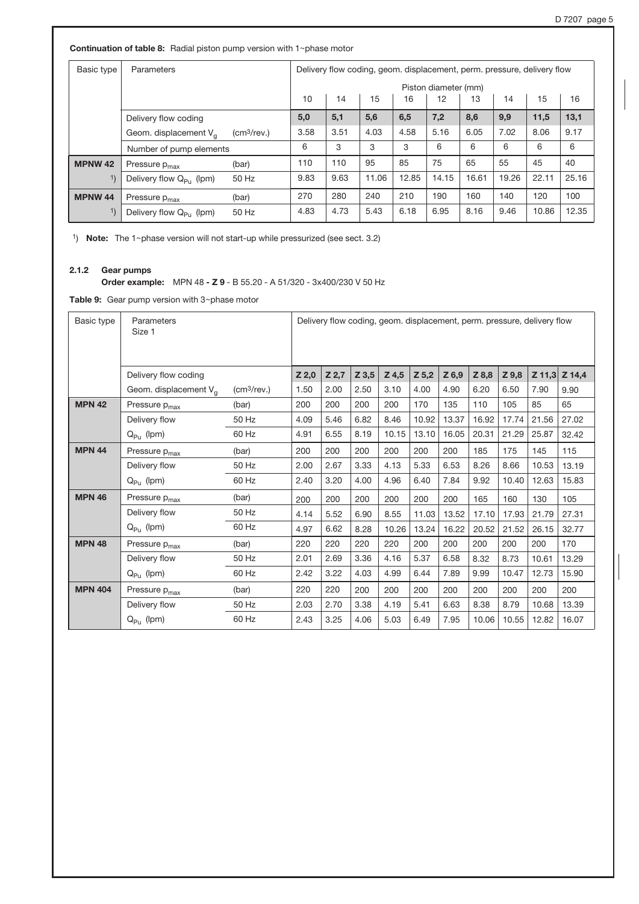**Continuation of table 8:** Radial piston pump version with 1~phase motor

| Basic type | Parameters | | Delivery flow coding, geom. displacement, perm. pressure, delivery flow | | | | | | | | |
|---|---|---|---|---|---|---|---|---|---|---|---|
| | | | Piston diameter (mm) | | | | | | | | |
| | | | 10 | 14 | 15 | 16 | 12 | 13 | 14 | 15 | 16 |
| | Delivery flow coding | | **5,0** | **5,1** | **5,6** | **6,5** | **7,2** | **8,6** | **9,9** | **11,5** | **13,1** |
| | Geom. displacement $V_g$ | (cm³/rev.) | 3.58 | 3.51 | 4.03 | 4.58 | 5.16 | 6.05 | 7.02 | 8.06 | 9.17 |
| | Number of pump elements | | 6 | 3 | 3 | 3 | 6 | 6 | 6 | 6 | 6 |
| **MPNW 42** | Pressure $p_{max}$ | (bar) | 110 | 110 | 95 | 85 | 75 | 65 | 55 | 45 | 40 |
| [1] | Delivery flow $Q_{Pu}$ (lpm) | 50 Hz | 9.83 | 9.63 | 11.06 | 12.85 | 14.15 | 16.61 | 19.26 | 22.11 | 25.16 |
| **MPNW 44** | Pressure $p_{max}$ | (bar) | 270 | 280 | 240 | 210 | 190 | 160 | 140 | 120 | 100 |
| [1] | Delivery flow $Q_{Pu}$ (lpm) | 50 Hz | 4.83 | 4.73 | 5.43 | 6.18 | 6.95 | 8.16 | 9.46 | 10.86 | 12.35 |

[1] **Note:** The 1~phase version will not start-up while pressurized (see sect. 3.2)

### 2.1.2 Gear pumps

**Order example:** MPN 48 **- Z 9** - B 55.20 - A 51/320 - 3x400/230 V 50 Hz

**Table 9:** Gear pump version with 3~phase motor

| Basic type | Parameters Size 1 | | Delivery flow coding, geom. displacement, perm. pressure, delivery flow | | | | | | | | | |
|---|---|---|---|---|---|---|---|---|---|---|---|---|
| | Delivery flow coding | | **Z 2,0** | **Z 2,7** | **Z 3,5** | **Z 4,5** | **Z 5,2** | **Z 6,9** | **Z 8,8** | **Z 9,8** | **Z 11,3** | **Z 14,4** |
| | Geom. displacement $V_g$ | (cm³/rev.) | 1.50 | 2.00 | 2.50 | 3.10 | 4.00 | 4.90 | 6.20 | 6.50 | 7.90 | 9.90 |
| **MPN 42** | Pressure $p_{max}$ | (bar) | 200 | 200 | 200 | 200 | 170 | 135 | 110 | 105 | 85 | 65 |
| | Delivery flow | 50 Hz | 4.09 | 5.46 | 6.82 | 8.46 | 10.92 | 13.37 | 16.92 | 17.74 | 21.56 | 27.02 |
| | $Q_{Pu}$ (lpm) | 60 Hz | 4.91 | 6.55 | 8.19 | 10.15 | 13.10 | 16.05 | 20.31 | 21.29 | 25.87 | 32.42 |
| **MPN 44** | Pressure $p_{max}$ | (bar) | 200 | 200 | 200 | 200 | 200 | 200 | 185 | 175 | 145 | 115 |
| | Delivery flow | 50 Hz | 2.00 | 2.67 | 3.33 | 4.13 | 5.33 | 6.53 | 8.26 | 8.66 | 10.53 | 13.19 |
| | $Q_{Pu}$ (lpm) | 60 Hz | 2.40 | 3.20 | 4.00 | 4.96 | 6.40 | 7.84 | 9.92 | 10.40 | 12.63 | 15.83 |
| **MPN 46** | Pressure $p_{max}$ | (bar) | 200 | 200 | 200 | 200 | 200 | 200 | 165 | 160 | 130 | 105 |
| | Delivery flow | 50 Hz | 4.14 | 5.52 | 6.90 | 8.55 | 11.03 | 13.52 | 17.10 | 17.93 | 21.79 | 27.31 |
| | $Q_{Pu}$ (lpm) | 60 Hz | 4.97 | 6.62 | 8.28 | 10.26 | 13.24 | 16.22 | 20.52 | 21.52 | 26.15 | 32.77 |
| **MPN 48** | Pressure $p_{max}$ | (bar) | 220 | 220 | 220 | 220 | 200 | 200 | 200 | 200 | 200 | 170 |
| | Delivery flow | 50 Hz | 2.01 | 2.69 | 3.36 | 4.16 | 5.37 | 6.58 | 8.32 | 8.73 | 10.61 | 13.29 |
| | $Q_{Pu}$ (lpm) | 60 Hz | 2.42 | 3.22 | 4.03 | 4.99 | 6.44 | 7.89 | 9.99 | 10.47 | 12.73 | 15.90 |
| **MPN 404** | Pressure $p_{max}$ | (bar) | 220 | 220 | 200 | 200 | 200 | 200 | 200 | 200 | 200 | 200 |
| | Delivery flow | 50 Hz | 2.03 | 2.70 | 3.38 | 4.19 | 5.41 | 6.63 | 8.38 | 8.79 | 10.68 | 13.39 |
| | $Q_{Pu}$ (lpm) | 60 Hz | 2.43 | 3.25 | 4.06 | 5.03 | 6.49 | 7.95 | 10.06 | 10.55 | 12.82 | 16.07 |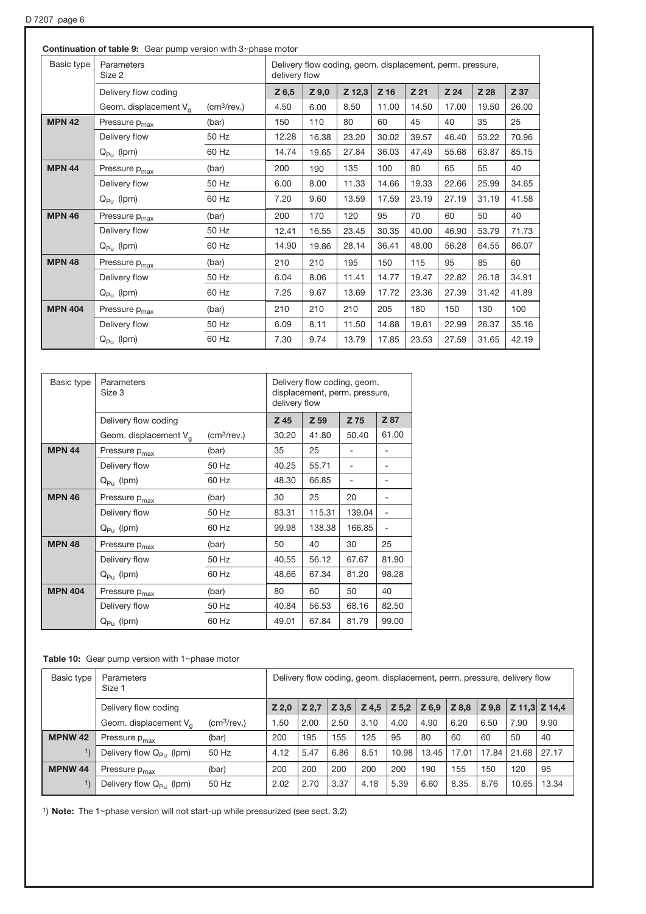**Continuation of table 9:** Gear pump version with 3~phase motor

| Basic type | Parameters Size 2 | | Delivery flow coding, geom. displacement, perm. pressure, delivery flow | | | | | | | |
|---|---|---|---|---|---|---|---|---|---|---|
| | Delivery flow coding | | Z 6,5 | Z 9,0 | Z 12,3 | Z 16 | Z 21 | Z 24 | Z 28 | Z 37 |
| | Geom. displacement $V_g$ | ($cm^3$/rev.) | 4.50 | 6.00 | 8.50 | 11.00 | 14.50 | 17.00 | 19.50 | 26.00 |
| **MPN 42** | Pressure $p_{max}$ | (bar) | 150 | 110 | 80 | 60 | 45 | 40 | 35 | 25 |
| | Delivery flow | 50 Hz | 12.28 | 16.38 | 23.20 | 30.02 | 39.57 | 46.40 | 53.22 | 70.96 |
| | $Q_{Pu}$ (lpm) | 60 Hz | 14.74 | 19.65 | 27.84 | 36.03 | 47.49 | 55.68 | 63.87 | 85.15 |
| **MPN 44** | Pressure $p_{max}$ | (bar) | 200 | 190 | 135 | 100 | 80 | 65 | 55 | 40 |
| | Delivery flow | 50 Hz | 6.00 | 8.00 | 11.33 | 14.66 | 19.33 | 22.66 | 25.99 | 34.65 |
| | $Q_{Pu}$ (lpm) | 60 Hz | 7.20 | 9.60 | 13.59 | 17.59 | 23.19 | 27.19 | 31.19 | 41.58 |
| **MPN 46** | Pressure $p_{max}$ | (bar) | 200 | 170 | 120 | 95 | 70 | 60 | 50 | 40 |
| | Delivery flow | 50 Hz | 12.41 | 16.55 | 23.45 | 30.35 | 40.00 | 46.90 | 53.79 | 71.73 |
| | $Q_{Pu}$ (lpm) | 60 Hz | 14.90 | 19.86 | 28.14 | 36.41 | 48.00 | 56.28 | 64.55 | 86.07 |
| **MPN 48** | Pressure $p_{max}$ | (bar) | 210 | 210 | 195 | 150 | 115 | 95 | 85 | 60 |
| | Delivery flow | 50 Hz | 6.04 | 8.06 | 11.41 | 14.77 | 19.47 | 22.82 | 26.18 | 34.91 |
| | $Q_{Pu}$ (lpm) | 60 Hz | 7.25 | 9.67 | 13.69 | 17.72 | 23.36 | 27.39 | 31.42 | 41.89 |
| **MPN 404** | Pressure $p_{max}$ | (bar) | 210 | 210 | 210 | 205 | 180 | 150 | 130 | 100 |
| | Delivery flow | 50 Hz | 6.09 | 8.11 | 11.50 | 14.88 | 19.61 | 22.99 | 26.37 | 35.16 |
| | $Q_{Pu}$ (lpm) | 60 Hz | 7.30 | 9.74 | 13.79 | 17.85 | 23.53 | 27.59 | 31.65 | 42.19 |

| Basic type | Parameters Size 3 | | Delivery flow coding, geom. displacement, perm. pressure, delivery flow | | | |
|---|---|---|---|---|---|---|
| | Delivery flow coding | | Z 45 | Z 59 | Z 75 | Z 87 |
| | Geom. displacement $V_g$ | ($cm^3$/rev.) | 30.20 | 41.80 | 50.40 | 61.00 |
| **MPN 44** | Pressure $p_{max}$ | (bar) | 35 | 25 | - | - |
| | Delivery flow | 50 Hz | 40.25 | 55.71 | - | - |
| | $Q_{Pu}$ (lpm) | 60 Hz | 48.30 | 66.85 | - | - |
| **MPN 46** | Pressure $p_{max}$ | (bar) | 30 | 25 | 20 | - |
| | Delivery flow | 50 Hz | 83.31 | 115.31 | 139.04 | - |
| | $Q_{Pu}$ (lpm) | 60 Hz | 99.98 | 138.38 | 166.85 | - |
| **MPN 48** | Pressure $p_{max}$ | (bar) | 50 | 40 | 30 | 25 |
| | Delivery flow | 50 Hz | 40.55 | 56.12 | 67.67 | 81.90 |
| | $Q_{Pu}$ (lpm) | 60 Hz | 48.66 | 67.34 | 81.20 | 98.28 |
| **MPN 404** | Pressure $p_{max}$ | (bar) | 80 | 60 | 50 | 40 |
| | Delivery flow | 50 Hz | 40.84 | 56.53 | 68.16 | 82.50 |
| | $Q_{Pu}$ (lpm) | 60 Hz | 49.01 | 67.84 | 81.79 | 99.00 |

**Table 10:** Gear pump version with 1~phase motor

| Basic type | Parameters Size 1 | | Delivery flow coding, geom. displacement, perm. pressure, delivery flow | | | | | | | | | |
|---|---|---|---|---|---|---|---|---|---|---|---|---|
| | Delivery flow coding | | Z 2,0 | Z 2,7 | Z 3,5 | Z 4,5 | Z 5,2 | Z 6,9 | Z 8,8 | Z 9,8 | Z 11,3 | Z 14,4 |
| | Geom. displacement $V_g$ | ($cm^3$/rev.) | 1.50 | 2.00 | 2.50 | 3.10 | 4.00 | 4.90 | 6.20 | 6.50 | 7.90 | 9.90 |
| **MPNW 42** | Pressure $p_{max}$ | (bar) | 200 | 195 | 155 | 125 | 95 | 80 | 60 | 60 | 50 | 40 |
| [1] | Delivery flow $Q_{Pu}$ (lpm) | 50 Hz | 4.12 | 5.47 | 6.86 | 8.51 | 10.98 | 13.45 | 17.01 | 17.84 | 21.68 | 27.17 |
| **MPNW 44** | Pressure $p_{max}$ | (bar) | 200 | 200 | 200 | 200 | 200 | 190 | 155 | 150 | 120 | 95 |
| [1] | Delivery flow $Q_{Pu}$ (lpm) | 50 Hz | 2.02 | 2.70 | 3.37 | 4.18 | 5.39 | 6.60 | 8.35 | 8.76 | 10.65 | 13.34 |

[1] **Note:** The 1~phase version will not start-up while pressurized (see sect. 3.2)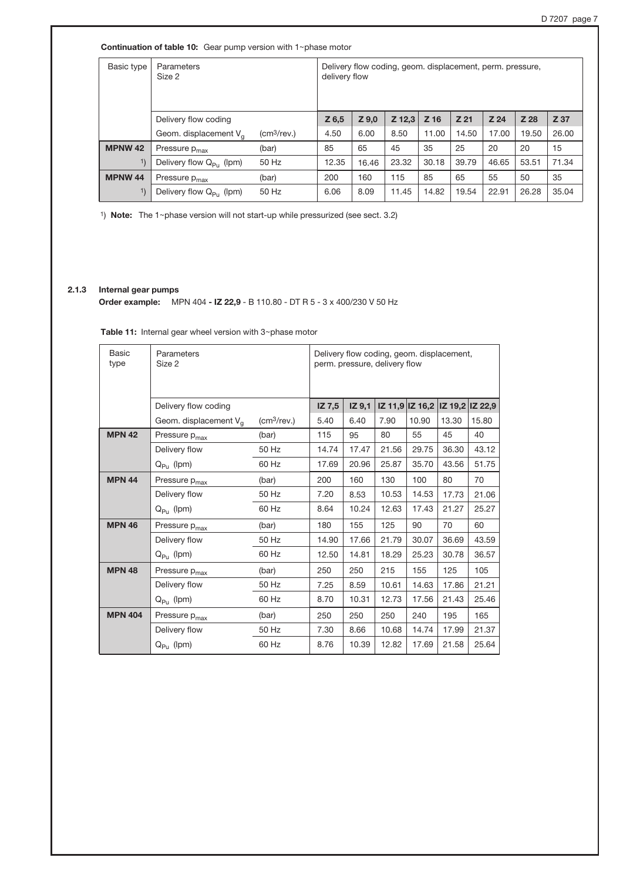**Continuation of table 10:** Gear pump version with 1~phase motor

| Basic type | Parameters Size 2 | | Delivery flow coding, geom. displacement, perm. pressure, delivery flow | | | | | | | |
|---|---|---|---|---|---|---|---|---|---|---|
| | Delivery flow coding | | **Z 6,5** | **Z 9,0** | **Z 12,3** | **Z 16** | **Z 21** | **Z 24** | **Z 28** | **Z 37** |
| | Geom. displacement $V_g$ | ($cm^3$/rev.) | 4.50 | 6.00 | 8.50 | 11.00 | 14.50 | 17.00 | 19.50 | 26.00 |
| **MPNW 42** | Pressure $p_{max}$ | (bar) | 85 | 65 | 45 | 35 | 25 | 20 | 20 | 15 |
| [1] | Delivery flow $Q_{Pu}$ (lpm) | 50 Hz | 12.35 | 16.46 | 23.32 | 30.18 | 39.79 | 46.65 | 53.51 | 71.34 |
| **MPNW 44** | Pressure $p_{max}$ | (bar) | 200 | 160 | 115 | 85 | 65 | 55 | 50 | 35 |
| [1] | Delivery flow $Q_{Pu}$ (lpm) | 50 Hz | 6.06 | 8.09 | 11.45 | 14.82 | 19.54 | 22.91 | 26.28 | 35.04 |

[1] **Note:** The 1~phase version will not start-up while pressurized (see sect. 3.2)

### 2.1.3 Internal gear pumps

**Order example:** MPN 404 **- IZ 22,9** - B 110.80 - DT R 5 - 3 x 400/230 V 50 Hz

**Table 11:** Internal gear wheel version with 3~phase motor

| Basic type | Parameters Size 2 | | Delivery flow coding, geom. displacement, perm. pressure, delivery flow | | | | | |
|---|---|---|---|---|---|---|---|---|
| | Delivery flow coding | | **IZ 7,5** | **IZ 9,1** | **IZ 11,9** | **IZ 16,2** | **IZ 19,2** | **IZ 22,9** |
| | Geom. displacement $V_g$ | ($cm^3$/rev.) | 5.40 | 6.40 | 7.90 | 10.90 | 13.30 | 15.80 |
| **MPN 42** | Pressure $p_{max}$ | (bar) | 115 | 95 | 80 | 55 | 45 | 40 |
| | Delivery flow | 50 Hz | 14.74 | 17.47 | 21.56 | 29.75 | 36.30 | 43.12 |
| | $Q_{Pu}$ (lpm) | 60 Hz | 17.69 | 20.96 | 25.87 | 35.70 | 43.56 | 51.75 |
| **MPN 44** | Pressure $p_{max}$ | (bar) | 200 | 160 | 130 | 100 | 80 | 70 |
| | Delivery flow | 50 Hz | 7.20 | 8.53 | 10.53 | 14.53 | 17.73 | 21.06 |
| | $Q_{Pu}$ (lpm) | 60 Hz | 8.64 | 10.24 | 12.63 | 17.43 | 21.27 | 25.27 |
| **MPN 46** | Pressure $p_{max}$ | (bar) | 180 | 155 | 125 | 90 | 70 | 60 |
| | Delivery flow | 50 Hz | 14.90 | 17.66 | 21.79 | 30.07 | 36.69 | 43.59 |
| | $Q_{Pu}$ (lpm) | 60 Hz | 12.50 | 14.81 | 18.29 | 25.23 | 30.78 | 36.57 |
| **MPN 48** | Pressure $p_{max}$ | (bar) | 250 | 250 | 215 | 155 | 125 | 105 |
| | Delivery flow | 50 Hz | 7.25 | 8.59 | 10.61 | 14.63 | 17.86 | 21.21 |
| | $Q_{Pu}$ (lpm) | 60 Hz | 8.70 | 10.31 | 12.73 | 17.56 | 21.43 | 25.46 |
| **MPN 404** | Pressure $p_{max}$ | (bar) | 250 | 250 | 250 | 240 | 195 | 165 |
| | Delivery flow | 50 Hz | 7.30 | 8.66 | 10.68 | 14.74 | 17.99 | 21.37 |
| | $Q_{Pu}$ (lpm) | 60 Hz | 8.76 | 10.39 | 12.82 | 17.69 | 21.58 | 25.64 |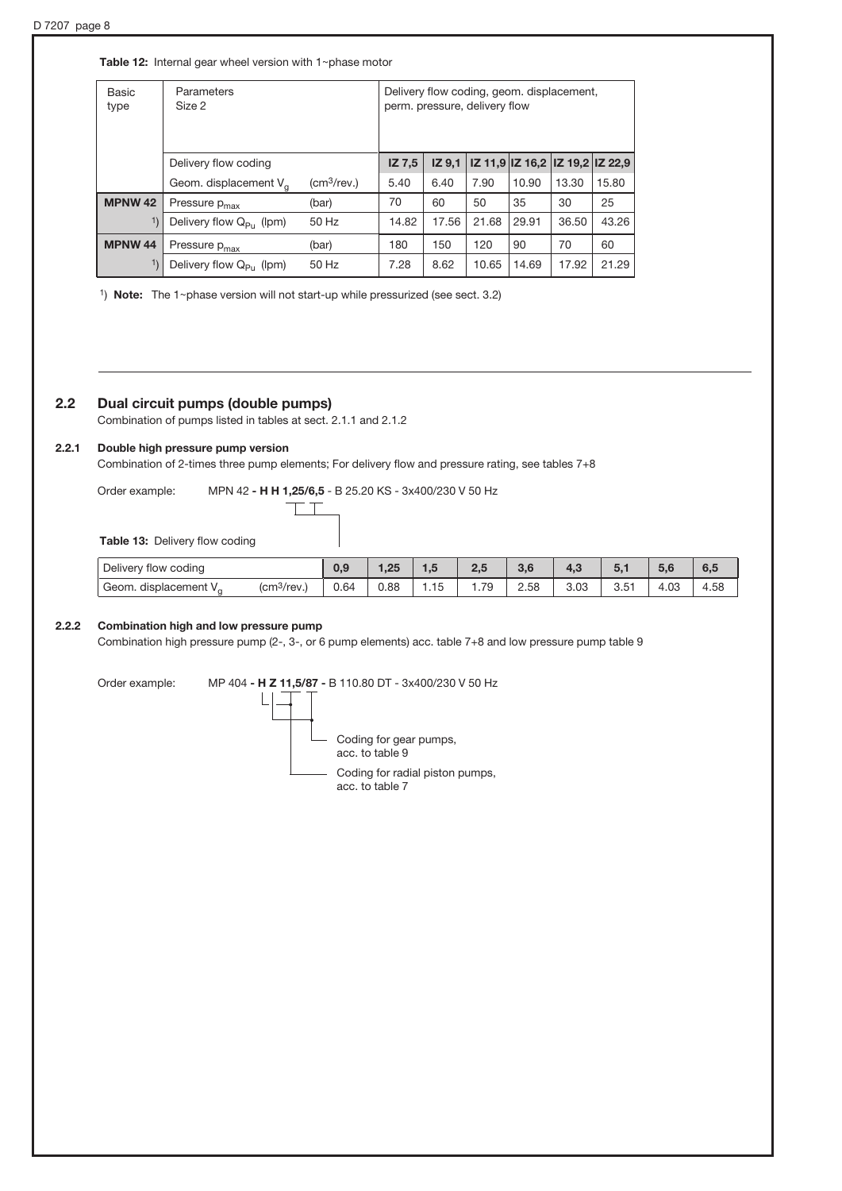**Table 12:** Internal gear wheel version with 1~phase motor

| Basic type | Parameters Size 2 | | Delivery flow coding, geom. displacement, perm. pressure, delivery flow | | | | | |
|---|---|---|---|---|---|---|---|---|
| | Delivery flow coding | | **IZ 7,5** | **IZ 9,1** | **IZ 11,9** | **IZ 16,2** | **IZ 19,2** | **IZ 22,9** |
| | Geom. displacement $V_g$ | ($cm^3$/rev.) | 5.40 | 6.40 | 7.90 | 10.90 | 13.30 | 15.80 |
| **MPNW 42** | Pressure $p_{max}$ | (bar) | 70 | 60 | 50 | 35 | 30 | 25 |
| [1] | Delivery flow $Q_{Pu}$ (lpm) | 50 Hz | 14.82 | 17.56 | 21.68 | 29.91 | 36.50 | 43.26 |
| **MPNW 44** | Pressure $p_{max}$ | (bar) | 180 | 150 | 120 | 90 | 70 | 60 |
| [1] | Delivery flow $Q_{Pu}$ (lpm) | 50 Hz | 7.28 | 8.62 | 10.65 | 14.69 | 17.92 | 21.29 |

[1]) **Note:** The 1~phase version will not start-up while pressurized (see sect. 3.2)

## 2.2 Dual circuit pumps (double pumps)

Combination of pumps listed in tables at sect. 2.1.1 and 2.1.2

### 2.2.1 Double high pressure pump version

Combination of 2-times three pump elements; For delivery flow and pressure rating, see tables 7+8

Order example: MPN 42 **- H H 1,25/6,5** - B 25.20 KS - 3x400/230 V 50 Hz

**Table 13:** Delivery flow coding

| Delivery flow coding | | **0,9** | **1,25** | **1,5** | **2,5** | **3,6** | **4,3** | **5,1** | **5,6** | **6,5** |
|---|---|---|---|---|---|---|---|---|---|---|
| Geom. displacement $V_g$ | ($cm^3$/rev.) | 0.64 | 0.88 | 1.15 | 1.79 | 2.58 | 3.03 | 3.51 | 4.03 | 4.58 |

### 2.2.2 Combination high and low pressure pump

Combination high pressure pump (2-, 3-, or 6 pump elements) acc. table 7+8 and low pressure pump table 9

Order example: MP 404 **- H Z 11,5/87 -** B 110.80 DT - 3x400/230 V 50 Hz

- Coding for gear pumps, acc. to table 9
- Coding for radial piston pumps, acc. to table 7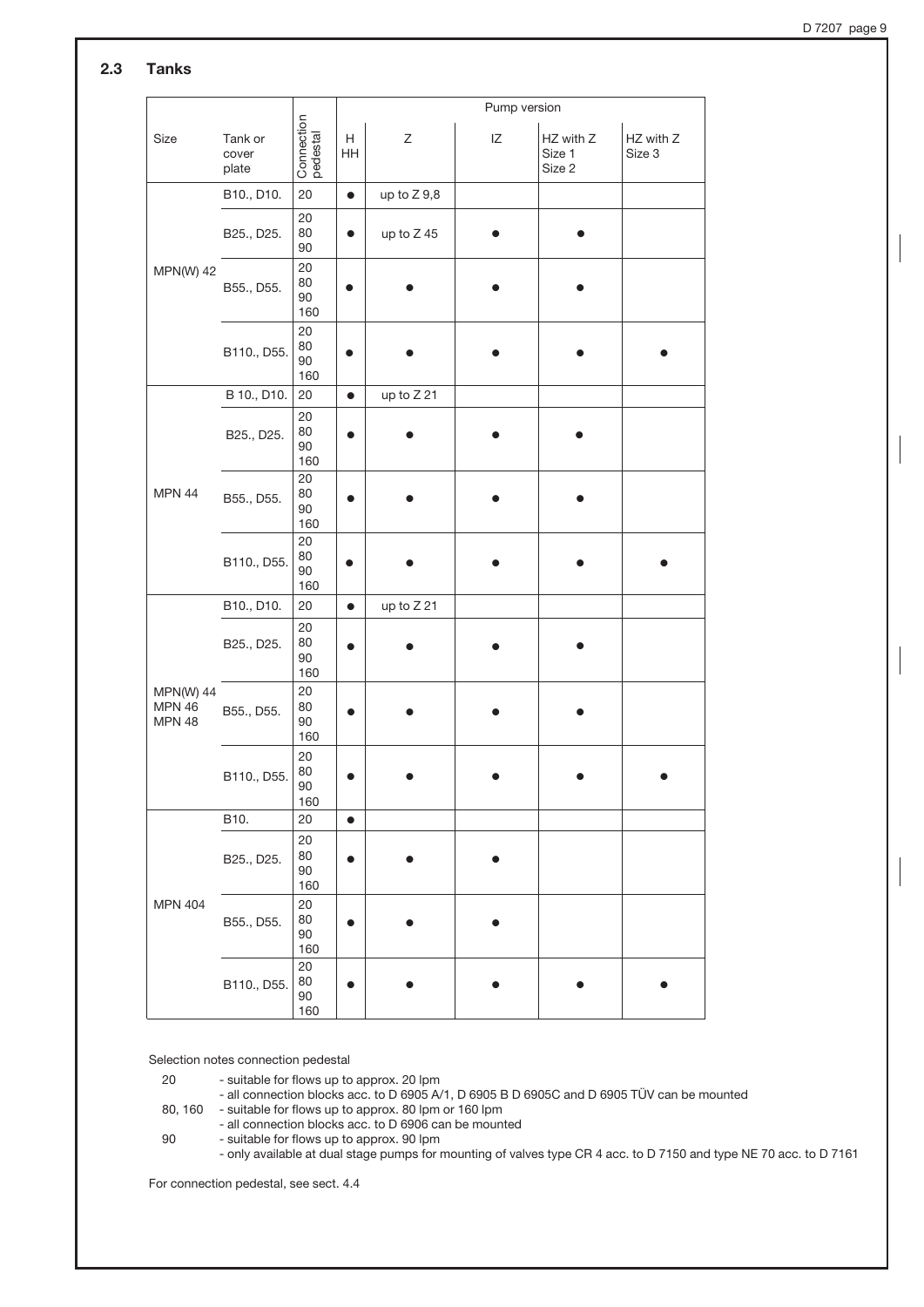## 2.3 Tanks

| Size | Tank or cover plate | Connection pedestal | Pump version | | | | |
|---|---|---|---|---|---|---|---|
| | | | H HH | Z | IZ | HZ with Z Size 1 Size 2 | HZ with Z Size 3 |
| MPN(W) 42 | B10., D10. | 20 | ● | up to Z 9,8 | | | |
| | B25., D25. | 20 80 90 | ● | up to Z 45 | ● | ● | |
| | B55., D55. | 20 80 90 160 | ● | ● | ● | ● | |
| | B110., D55. | 20 80 90 160 | ● | ● | ● | ● | ● |
| MPN 44 | B 10., D10. | 20 | ● | up to Z 21 | | | |
| | B25., D25. | 20 80 90 160 | ● | ● | ● | ● | |
| | B55., D55. | 20 80 90 160 | ● | ● | ● | ● | |
| | B110., D55. | 20 80 90 160 | ● | ● | ● | ● | ● |
| MPN(W) 44 MPN 46 MPN 48 | B10., D10. | 20 | ● | up to Z 21 | | | |
| | B25., D25. | 20 80 90 160 | ● | ● | ● | ● | |
| | B55., D55. | 20 80 90 160 | ● | ● | ● | ● | |
| | B110., D55. | 20 80 90 160 | ● | ● | ● | ● | ● |
| MPN 404 | B10. | 20 | ● | | | | |
| | B25., D25. | 20 80 90 160 | ● | ● | ● | | |
| | B55., D55. | 20 80 90 160 | ● | ● | ● | | |
| | B110., D55. | 20 80 90 160 | ● | ● | ● | ● | ● |

Selection notes connection pedestal

20
- suitable for flows up to approx. 20 lpm
- all connection blocks acc. to D 6905 A/1, D 6905 B D 6905C and D 6905 TÜV can be mounted

80, 160
- suitable for flows up to approx. 80 lpm or 160 lpm
- all connection blocks acc. to D 6906 can be mounted

90
- suitable for flows up to approx. 90 lpm
- only available at dual stage pumps for mounting of valves type CR 4 acc. to D 7150 and type NE 70 acc. to D 7161

For connection pedestal, see sect. 4.4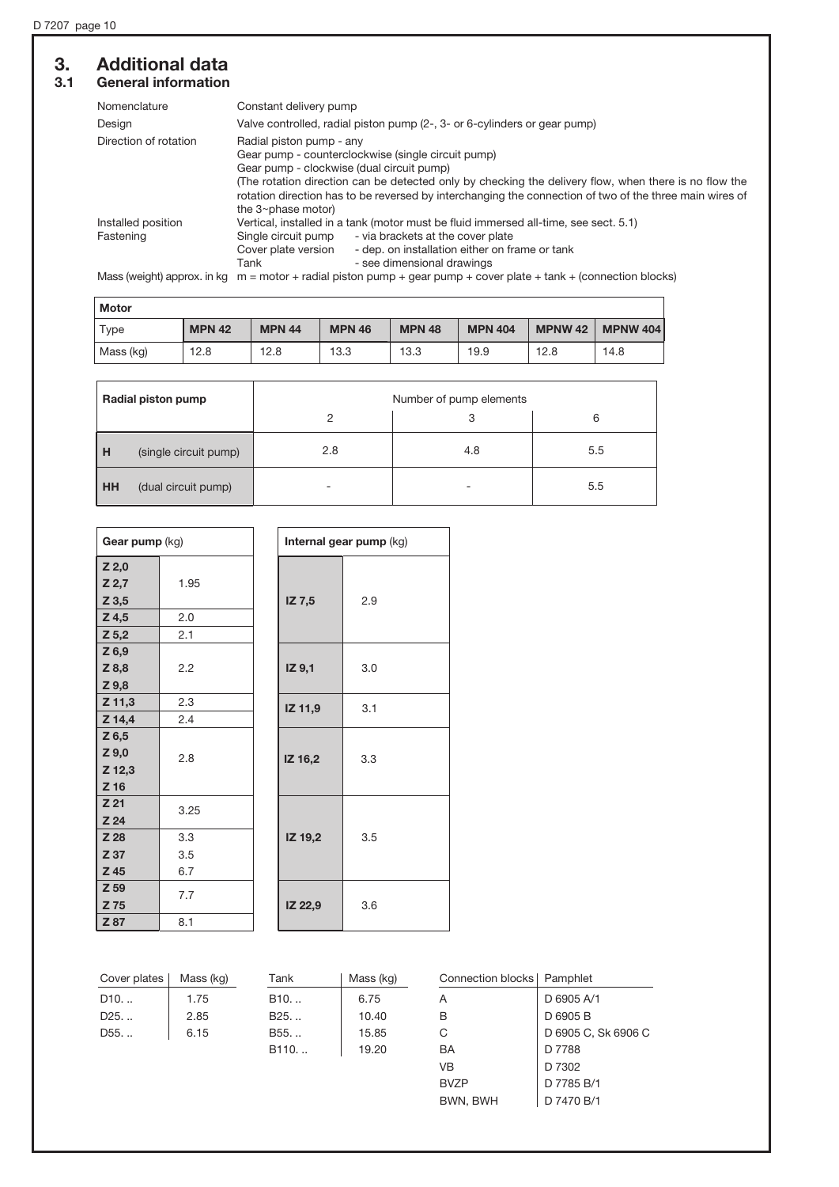# 3. Additional data

## 3.1 General information

| | |
|---|---|
| Nomenclature | Constant delivery pump |
| Design | Valve controlled, radial piston pump (2-, 3- or 6-cylinders or gear pump) |
| Direction of rotation | Radial piston pump - any<br>Gear pump - counterclockwise (single circuit pump)<br>Gear pump - clockwise (dual circuit pump)<br>(The rotation direction can be detected only by checking the delivery flow, when there is no flow the rotation direction has to be reversed by interchanging the connection of two of the three main wires of the 3~phase motor) |
| Installed position | Vertical, installed in a tank (motor must be fluid immersed all-time, see sect. 5.1) |
| Fastening | Single circuit pump - via brackets at the cover plate<br>Cover plate version - dep. on installation either on frame or tank<br>Tank - see dimensional drawings |
| Mass (weight) approx. in kg | m = motor + radial piston pump + gear pump + cover plate + tank + (connection blocks) |

| Motor | | | | | | | |
|---|---|---|---|---|---|---|---|
| Type | **MPN 42** | **MPN 44** | **MPN 46** | **MPN 48** | **MPN 404** | **MPNW 42** | **MPNW 404** |
| Mass (kg) | 12.8 | 12.8 | 13.3 | 13.3 | 19.9 | 12.8 | 14.8 |

| Radial piston pump | | Number of pump elements | | |
|---|---|---|---|---|
| | | 2 | 3 | 6 |
| **H** | (single circuit pump) | 2.8 | 4.8 | 5.5 |
| **HH** | (dual circuit pump) | - | - | 5.5 |

| **Gear pump** (kg) | |
|---|---|
| **Z 2,0**<br>**Z 2,7**<br>**Z 3,5** | 1.95 |
| **Z 4,5** | 2.0 |
| **Z 5,2** | 2.1 |
| **Z 6,9**<br>**Z 8,8**<br>**Z 9,8** | 2.2 |
| **Z 11,3** | 2.3 |
| **Z 14,4** | 2.4 |
| **Z 6,5**<br>**Z 9,0**<br>**Z 12,3**<br>**Z 16** | 2.8 |
| **Z 21**<br>**Z 24** | 3.25 |
| **Z 28** | 3.3 |
| **Z 37** | 3.5 |
| **Z 45** | 6.7 |
| **Z 59**<br>**Z 75** | 7.7 |
| **Z 87** | 8.1 |

| **Internal gear pump** (kg) | |
|---|---|
| **IZ 7,5** | 2.9 |
| **IZ 9,1** | 3.0 |
| **IZ 11,9** | 3.1 |
| **IZ 16,2** | 3.3 |
| **IZ 19,2** | 3.5 |
| **IZ 22,9** | 3.6 |

| Cover plates | Mass (kg) |
|---|---|
| D10. .. | 1.75 |
| D25. .. | 2.85 |
| D55. .. | 6.15 |

| Tank | Mass (kg) |
|---|---|
| B10. .. | 6.75 |
| B25. .. | 10.40 |
| B55. .. | 15.85 |
| B110. .. | 19.20 |

| Connection blocks | Pamphlet |
|---|---|
| A | D 6905 A/1 |
| B | D 6905 B |
| C | D 6905 C, Sk 6906 C |
| BA | D 7788 |
| VB | D 7302 |
| BVZP | D 7785 B/1 |
| BWN, BWH | D 7470 B/1 |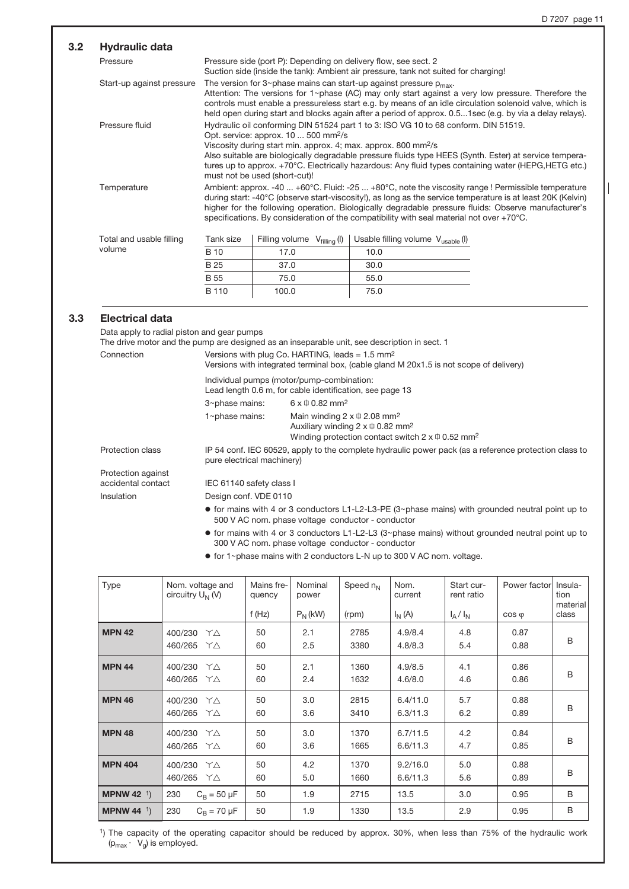## 3.2 Hydraulic data

**Pressure**
Pressure side (port P): Depending on delivery flow, see sect. 2
Suction side (inside the tank): Ambient air pressure, tank not suited for charging!

**Start-up against pressure**
The version for 3~phase mains can start-up against pressure $p_{max}$.
Attention: The versions for 1~phase (AC) may only start against a very low pressure. Therefore the controls must enable a pressureless start e.g. by means of an idle circulation solenoid valve, which is held open during start and blocks again after a period of approx. 0.5...1sec (e.g. by via a delay relays).

**Pressure fluid**
Hydraulic oil conforming DIN 51524 part 1 to 3: ISO VG 10 to 68 conform. DIN 51519.
Opt. service: approx. 10 ... 500 mm²/s
Viscosity during start min. approx. 4; max. approx. 800 mm²/s
Also suitable are biologically degradable pressure fluids type HEES (Synth. Ester) at service temperatures up to approx. +70°C. Electrically hazardous: Any fluid types containing water (HEPG,HETG etc.) must not be used (short-cut)!

**Temperature**
Ambient: approx. -40 ... +60°C. Fluid: -25 ... +80°C, note the viscosity range ! Permissible temperature during start: -40°C (observe start-viscosity!), as long as the service temperature is at least 20K (Kelvin) higher for the following operation. Biologically degradable pressure fluids: Observe manufacturer's specifications. By consideration of the compatibility with seal material not over +70°C.

**Total and usable filling volume**

| Tank size | Filling volume $V_{filling}$ (l) | Usable filling volume $V_{usable}$ (l) |
|---|---|---|
| B 10 | 17.0 | 10.0 |
| B 25 | 37.0 | 30.0 |
| B 55 | 75.0 | 55.0 |
| B 110 | 100.0 | 75.0 |

## 3.3 Electrical data

Data apply to radial piston and gear pumps
The drive motor and the pump are designed as an inseparable unit, see description in sect. 1

**Connection**
Versions with plug Co. HARTING, leads = 1.5 mm²
Versions with integrated terminal box, (cable gland M 20x1.5 is not scope of delivery)

Individual pumps (motor/pump-combination:
Lead length 0.6 m, for cable identification, see page 13

3~phase mains: 6 x Ø 0.82 mm²

1~phase mains: Main winding 2 x Ø 2.08 mm²
Auxiliary winding 2 x Ø 0.82 mm²
Winding protection contact switch 2 x Ø 0.52 mm²

**Protection class**
IP 54 conf. IEC 60529, apply to the complete hydraulic power pack (as a reference protection class to pure electrical machinery)

**Protection against accidental contact**
IEC 61140 safety class I

**Insulation**
Design conf. VDE 0110

- for mains with 4 or 3 conductors L1-L2-L3-PE (3~phase mains) with grounded neutral point up to 500 V AC nom. phase voltage conductor - conductor
- for mains with 4 or 3 conductors L1-L2-L3 (3~phase mains) without grounded neutral point up to 300 V AC nom. phase voltage conductor - conductor
- for 1~phase mains with 2 conductors L-N up to 300 V AC nom. voltage.

| Type | Nom. voltage and circuitry $U_N$ (V) | Mains frequency f (Hz) | Nominal power $P_N$ (kW) | Speed $n_N$ (rpm) | Nom. current $I_N$ (A) | Start current ratio $I_A / I_N$ | Power factor $\cos\varphi$ | Insulation material class |
|---|---|---|---|---|---|---|---|---|
| **MPN 42** | 400/230 Y△<br>460/265 Y△ | 50<br>60 | 2.1<br>2.5 | 2785<br>3380 | 4.9/8.4<br>4.8/8.3 | 4.8<br>5.4 | 0.87<br>0.88 | B |
| **MPN 44** | 400/230 Y△<br>460/265 Y△ | 50<br>60 | 2.1<br>2.4 | 1360<br>1632 | 4.9/8.5<br>4.6/8.0 | 4.1<br>4.6 | 0.86<br>0.86 | B |
| **MPN 46** | 400/230 Y△<br>460/265 Y△ | 50<br>60 | 3.0<br>3.6 | 2815<br>3410 | 6.4/11.0<br>6.3/11.3 | 5.7<br>6.2 | 0.88<br>0.89 | B |
| **MPN 48** | 400/230 Y△<br>460/265 Y△ | 50<br>60 | 3.0<br>3.6 | 1370<br>1665 | 6.7/11.5<br>6.6/11.3 | 4.2<br>4.7 | 0.84<br>0.85 | B |
| **MPN 404** | 400/230 Y△<br>460/265 Y△ | 50<br>60 | 4.2<br>5.0 | 1370<br>1660 | 9.2/16.0<br>6.6/11.3 | 5.0<br>5.6 | 0.88<br>0.89 | B |
| **MPNW 42** [1] | 230 $C_B$ = 50 µF | 50 | 1.9 | 2715 | 13.5 | 3.0 | 0.95 | B |
| **MPNW 44** [1] | 230 $C_B$ = 70 µF | 50 | 1.9 | 1330 | 13.5 | 2.9 | 0.95 | B |

[1] The capacity of the operating capacitor should be reduced by approx. 30%, when less than 75% of the hydraulic work ($p_{max} \cdot V_g$) is employed.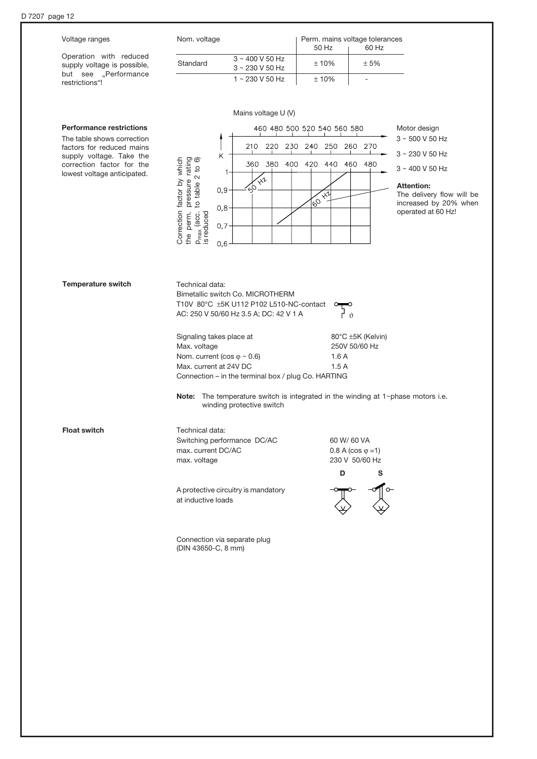**Voltage ranges**

Operation with reduced supply voltage is possible, but see „Performance restrictions"!

| Nom. voltage | | Perm. mains voltage tolerances 50 Hz | 60 Hz |
|---|---|---|---|
| Standard | 3 ~ 400 V 50 Hz<br>3 ~ 230 V 50 Hz | ± 10% | ± 5% |
| | 1 ~ 230 V 50 Hz | ± 10% | - |

**Performance restrictions**

The table shows correction factors for reduced mains supply voltage. Take the correction factor for the lowest voltage anticipated.

Mains voltage U (V)

| Motor design | Mains voltage U (V) | | | | | | |
|---|---|---|---|---|---|---|---|
| 3 ~ 500 V 50 Hz | 460 | 480 | 500 | 520 | 540 | 560 | 580 |
| 3 ~ 230 V 50 Hz | 210 | 220 | 230 | 240 | 250 | 260 | 270 |
| 3 ~ 400 V 50 Hz | 360 | 380 | 400 | 420 | 440 | 460 | 480 |

K: Correction factor by which the perm. pressure rating $p_{max}$ (acc. to table 2 to 6) is reduced (axis: 1, 0,9, 0,8, 0,7, 0,6); curves: 50 Hz, 60 Hz

**Attention:**
The delivery flow will be increased by 20% when operated at 60 Hz!

**Temperature switch**

Technical data:
Bimetallic switch Co. MICROTHERM
T10V 80°C ±5K U112 P102 L510-NC-contact
AC: 250 V 50/60 Hz 3.5 A; DC: 42 V 1 A

| | |
|---|---|
| Signaling takes place at | 80°C ±5K (Kelvin) |
| Max. voltage | 250V 50/60 Hz |
| Nom. current (cos φ ~ 0.6) | 1.6 A |
| Max. current at 24V DC | 1.5 A |

Connection – in the terminal box / plug Co. HARTING

**Note:** The temperature switch is integrated in the winding at 1~phase motors i.e. winding protective switch

**Float switch**

Technical data:

| | |
|---|---|
| Switching performance DC/AC | 60 W/ 60 VA |
| max. current DC/AC | 0.8 A (cos φ =1) |
| max. voltage | 230 V 50/60 Hz |

D S

A protective circuitry is mandatory at inductive loads

Connection via separate plug (DIN 43650-C, 8 mm)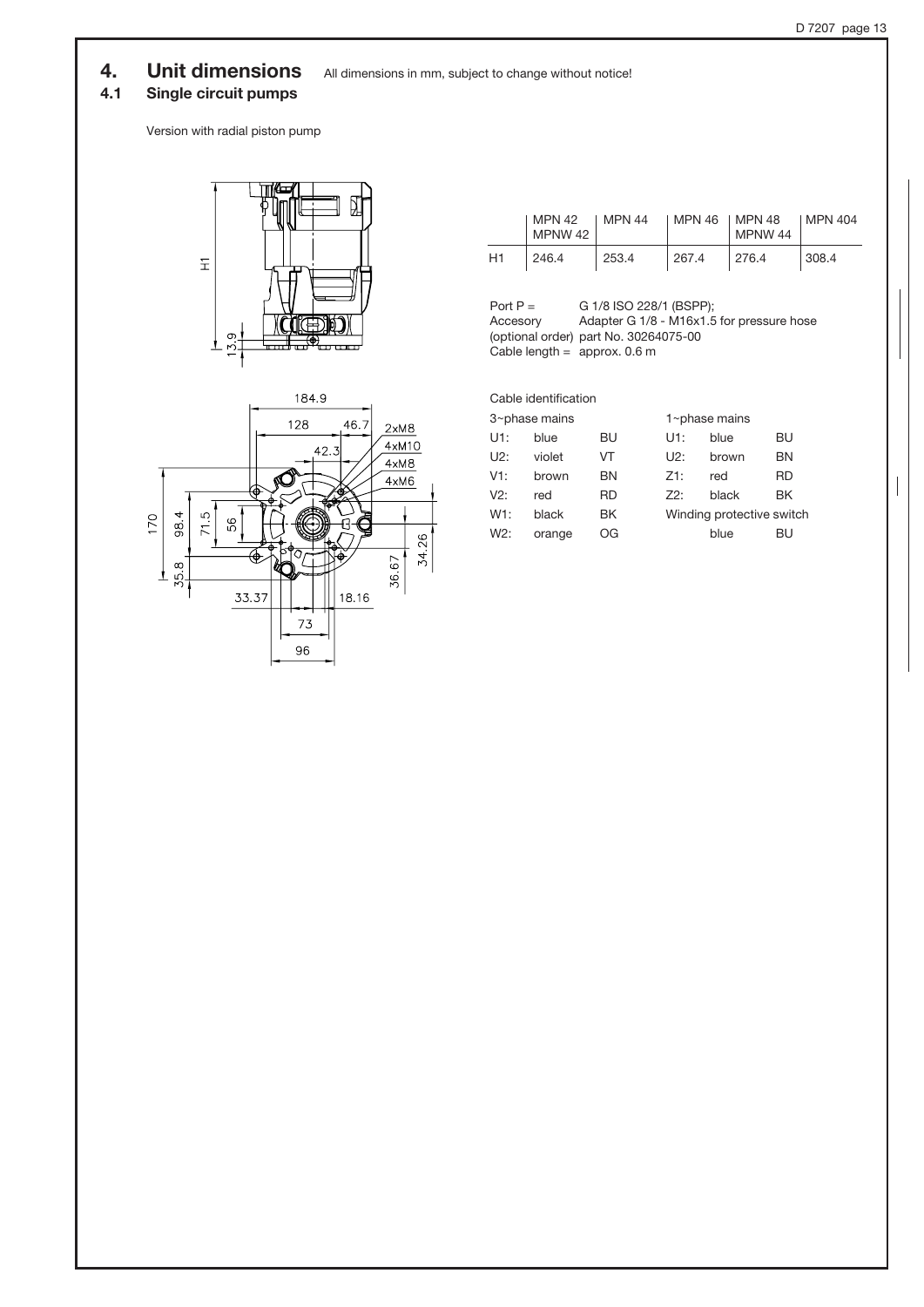# 4. Unit dimensions

All dimensions in mm, subject to change without notice!

## 4.1 Single circuit pumps

Version with radial piston pump

| | MPN 42 MPNW 42 | MPN 44 | MPN 46 | MPN 48 MPNW 44 | MPN 404 |
|---|---|---|---|---|---|
| H1 | 246.4 | 253.4 | 267.4 | 276.4 | 308.4 |

Port P = G 1/8 ISO 228/1 (BSPP);
Accesory (optional order) Adapter G 1/8 - M16x1.5 for pressure hose part No. 30264075-00
Cable length = approx. 0.6 m

Cable identification

| 3~phase mains | | | 1~phase mains | | |
|---|---|---|---|---|---|
| U1: | blue | BU | U1: | blue | BU |
| U2: | violet | VT | U2: | brown | BN |
| V1: | brown | BN | Z1: | red | RD |
| V2: | red | RD | Z2: | black | BK |
| W1: | black | BK | Winding protective switch | | |
| W2: | orange | OG | | blue | BU |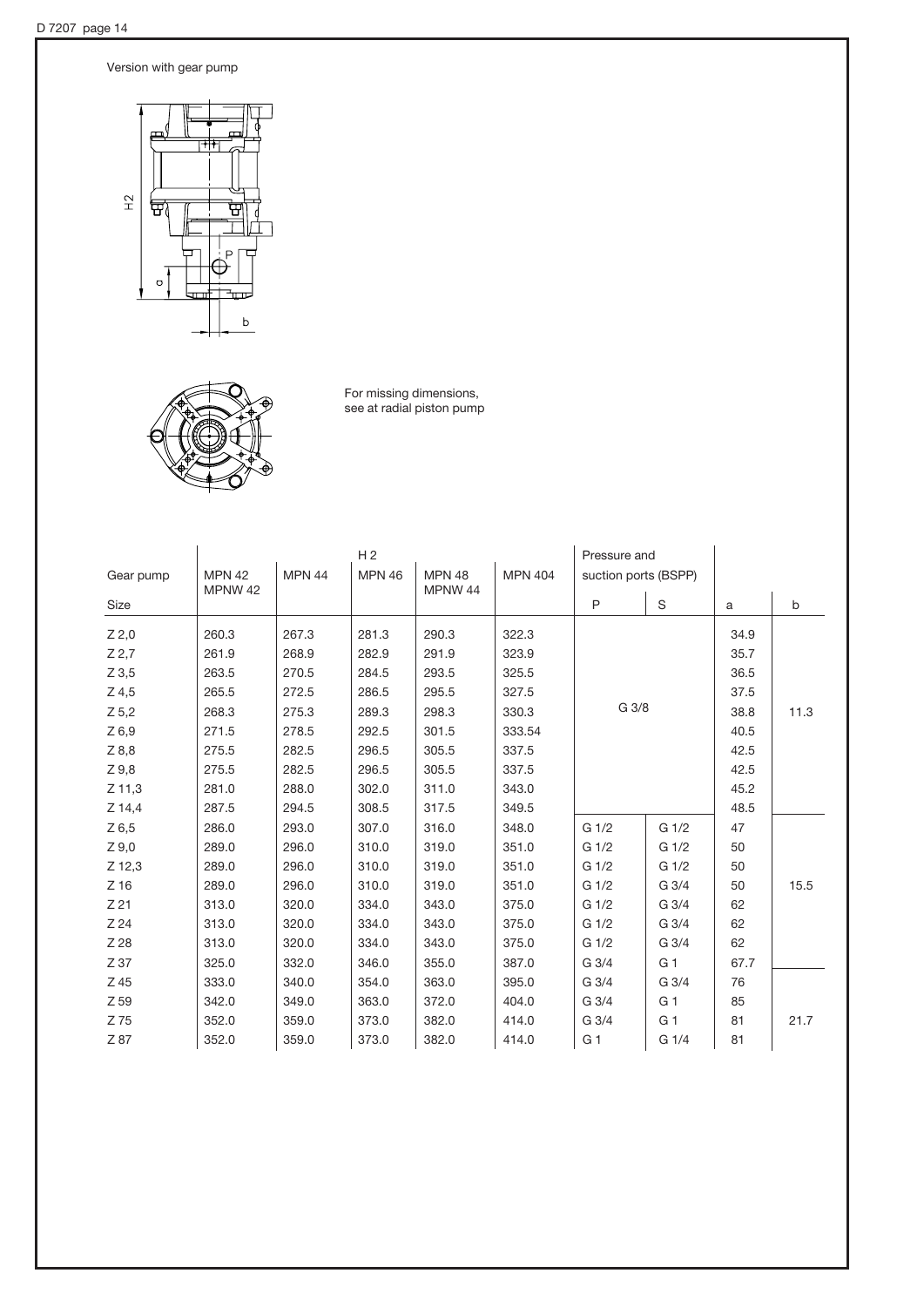Version with gear pump

For missing dimensions, see at radial piston pump

| Gear pump | H 2 | | | | | Pressure and suction ports (BSPP) | | | |
|---|---|---|---|---|---|---|---|---|---|
| | MPN 42 MPNW 42 | MPN 44 | MPN 46 | MPN 48 MPNW 44 | MPN 404 | | | | |
| Size | | | | | | P | S | a | b |
| Z 2,0 | 260.3 | 267.3 | 281.3 | 290.3 | 322.3 | G 3/8 | | 34.9 | 11.3 |
| Z 2,7 | 261.9 | 268.9 | 282.9 | 291.9 | 323.9 | | | 35.7 | |
| Z 3,5 | 263.5 | 270.5 | 284.5 | 293.5 | 325.5 | | | 36.5 | |
| Z 4,5 | 265.5 | 272.5 | 286.5 | 295.5 | 327.5 | | | 37.5 | |
| Z 5,2 | 268.3 | 275.3 | 289.3 | 298.3 | 330.3 | | | 38.8 | |
| Z 6,9 | 271.5 | 278.5 | 292.5 | 301.5 | 333.54 | | | 40.5 | |
| Z 8,8 | 275.5 | 282.5 | 296.5 | 305.5 | 337.5 | | | 42.5 | |
| Z 9,8 | 275.5 | 282.5 | 296.5 | 305.5 | 337.5 | | | 42.5 | |
| Z 11,3 | 281.0 | 288.0 | 302.0 | 311.0 | 343.0 | | | 45.2 | |
| Z 14,4 | 287.5 | 294.5 | 308.5 | 317.5 | 349.5 | | | 48.5 | |
| Z 6,5 | 286.0 | 293.0 | 307.0 | 316.0 | 348.0 | G 1/2 | G 1/2 | 47 | 15.5 |
| Z 9,0 | 289.0 | 296.0 | 310.0 | 319.0 | 351.0 | G 1/2 | G 1/2 | 50 | |
| Z 12,3 | 289.0 | 296.0 | 310.0 | 319.0 | 351.0 | G 1/2 | G 1/2 | 50 | |
| Z 16 | 289.0 | 296.0 | 310.0 | 319.0 | 351.0 | G 1/2 | G 3/4 | 50 | |
| Z 21 | 313.0 | 320.0 | 334.0 | 343.0 | 375.0 | G 1/2 | G 3/4 | 62 | |
| Z 24 | 313.0 | 320.0 | 334.0 | 343.0 | 375.0 | G 1/2 | G 3/4 | 62 | |
| Z 28 | 313.0 | 320.0 | 334.0 | 343.0 | 375.0 | G 1/2 | G 3/4 | 62 | |
| Z 37 | 325.0 | 332.0 | 346.0 | 355.0 | 387.0 | G 3/4 | G 1 | 67.7 | |
| Z 45 | 333.0 | 340.0 | 354.0 | 363.0 | 395.0 | G 3/4 | G 3/4 | 76 | 21.7 |
| Z 59 | 342.0 | 349.0 | 363.0 | 372.0 | 404.0 | G 3/4 | G 1 | 85 | |
| Z 75 | 352.0 | 359.0 | 373.0 | 382.0 | 414.0 | G 3/4 | G 1 | 81 | |
| Z 87 | 352.0 | 359.0 | 373.0 | 382.0 | 414.0 | G 1 | G 1/4 | 81 | |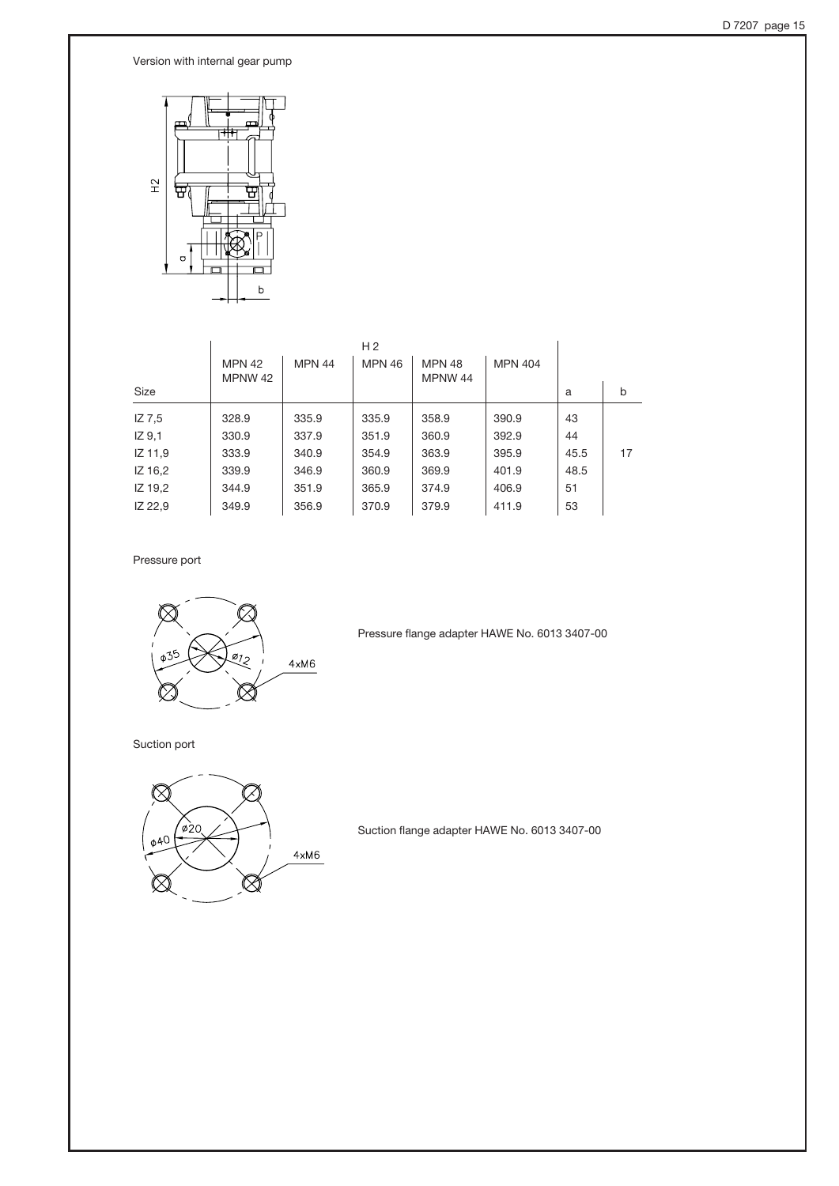Version with internal gear pump

| Size | H 2 | | | | | a | b |
|---|---|---|---|---|---|---|---|
| | MPN 42 MPNW 42 | MPN 44 | MPN 46 | MPN 48 MPNW 44 | MPN 404 | | |
| IZ 7,5 | 328.9 | 335.9 | 335.9 | 358.9 | 390.9 | 43 | |
| IZ 9,1 | 330.9 | 337.9 | 351.9 | 360.9 | 392.9 | 44 | |
| IZ 11,9 | 333.9 | 340.9 | 354.9 | 363.9 | 395.9 | 45.5 | 17 |
| IZ 16,2 | 339.9 | 346.9 | 360.9 | 369.9 | 401.9 | 48.5 | |
| IZ 19,2 | 344.9 | 351.9 | 365.9 | 374.9 | 406.9 | 51 | |
| IZ 22,9 | 349.9 | 356.9 | 370.9 | 379.9 | 411.9 | 53 | |

Pressure port

ø35 ø12 4xM6

Pressure flange adapter HAWE No. 6013 3407-00

Suction port

ø40 ø20 4xM6

Suction flange adapter HAWE No. 6013 3407-00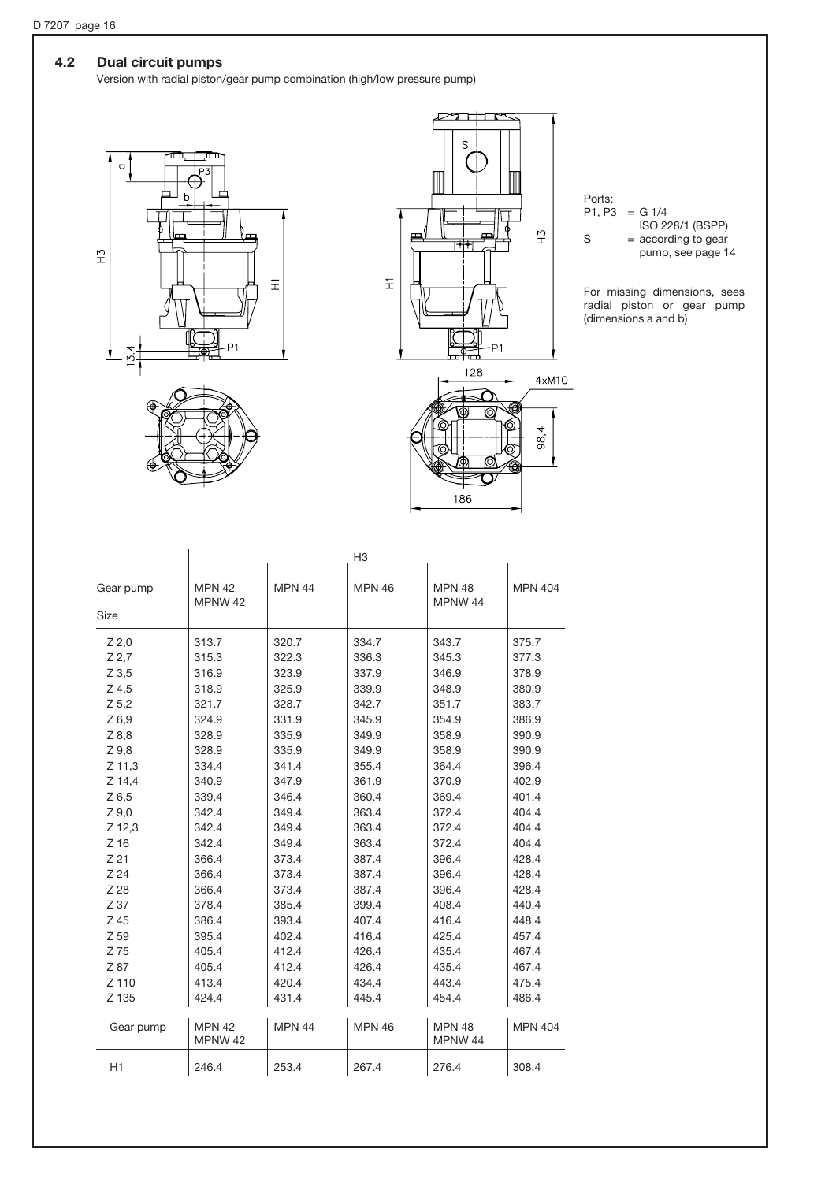## 4.2 Dual circuit pumps

Version with radial piston/gear pump combination (high/low pressure pump)

Ports:
P1, P3 = G 1/4
ISO 228/1 (BSPP)
S = according to gear pump, see page 14

For missing dimensions, sees radial piston or gear pump (dimensions a and b)

| | H3 | | | | |
|---|---|---|---|---|---|
| Gear pump<br>Size | MPN 42<br>MPNW 42 | MPN 44 | MPN 46 | MPN 48<br>MPNW 44 | MPN 404 |
| Z 2,0 | 313.7 | 320.7 | 334.7 | 343.7 | 375.7 |
| Z 2,7 | 315.3 | 322.3 | 336.3 | 345.3 | 377.3 |
| Z 3,5 | 316.9 | 323.9 | 337.9 | 346.9 | 378.9 |
| Z 4,5 | 318.9 | 325.9 | 339.9 | 348.9 | 380.9 |
| Z 5,2 | 321.7 | 328.7 | 342.7 | 351.7 | 383.7 |
| Z 6,9 | 324.9 | 331.9 | 345.9 | 354.9 | 386.9 |
| Z 8,8 | 328.9 | 335.9 | 349.9 | 358.9 | 390.9 |
| Z 9,8 | 328.9 | 335.9 | 349.9 | 358.9 | 390.9 |
| Z 11,3 | 334.4 | 341.4 | 355.4 | 364.4 | 396.4 |
| Z 14,4 | 340.9 | 347.9 | 361.9 | 370.9 | 402.9 |
| Z 6,5 | 339.4 | 346.4 | 360.4 | 369.4 | 401.4 |
| Z 9,0 | 342.4 | 349.4 | 363.4 | 372.4 | 404.4 |
| Z 12,3 | 342.4 | 349.4 | 363.4 | 372.4 | 404.4 |
| Z 16 | 342.4 | 349.4 | 363.4 | 372.4 | 404.4 |
| Z 21 | 366.4 | 373.4 | 387.4 | 396.4 | 428.4 |
| Z 24 | 366.4 | 373.4 | 387.4 | 396.4 | 428.4 |
| Z 28 | 366.4 | 373.4 | 387.4 | 396.4 | 428.4 |
| Z 37 | 378.4 | 385.4 | 399.4 | 408.4 | 440.4 |
| Z 45 | 386.4 | 393.4 | 407.4 | 416.4 | 448.4 |
| Z 59 | 395.4 | 402.4 | 416.4 | 425.4 | 457.4 |
| Z 75 | 405.4 | 412.4 | 426.4 | 435.4 | 467.4 |
| Z 87 | 405.4 | 412.4 | 426.4 | 435.4 | 467.4 |
| Z 110 | 413.4 | 420.4 | 434.4 | 443.4 | 475.4 |
| Z 135 | 424.4 | 431.4 | 445.4 | 454.4 | 486.4 |

| Gear pump | MPN 42<br>MPNW 42 | MPN 44 | MPN 46 | MPN 48<br>MPNW 44 | MPN 404 |
|---|---|---|---|---|---|
| H1 | 246.4 | 253.4 | 267.4 | 276.4 | 308.4 |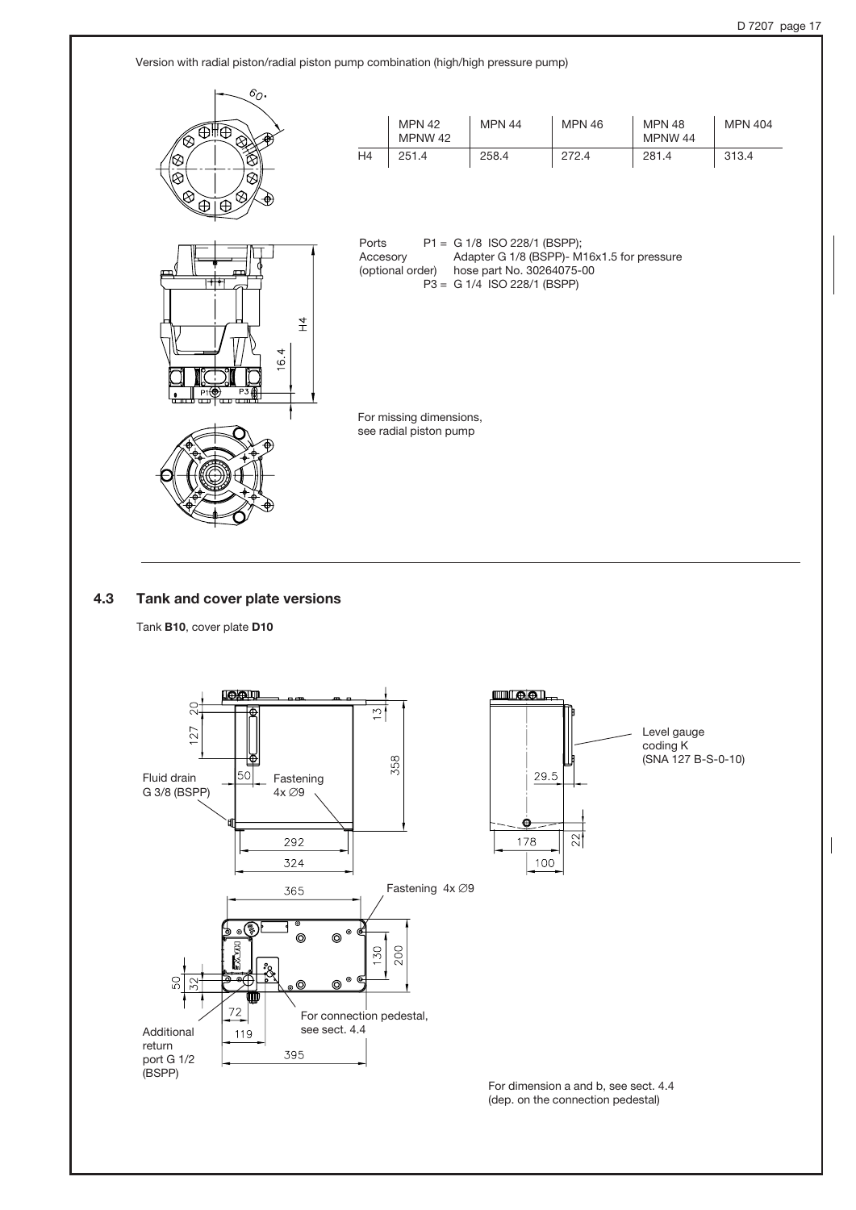Version with radial piston/radial piston pump combination (high/high pressure pump)

| | MPN 42 MPNW 42 | MPN 44 | MPN 46 | MPN 48 MPNW 44 | MPN 404 |
|---|---|---|---|---|---|
| H4 | 251.4 | 258.4 | 272.4 | 281.4 | 313.4 |

Ports Accesory (optional order)
P1 = G 1/8 ISO 228/1 (BSPP); Adapter G 1/8 (BSPP)- M16x1.5 for pressure hose part No. 30264075-00
P3 = G 1/4 ISO 228/1 (BSPP)

For missing dimensions, see radial piston pump

## 4.3 Tank and cover plate versions

Tank **B10**, cover plate **D10**

Fluid drain G 3/8 (BSPP)

Fastening 4x ∅9

Level gauge coding K (SNA 127 B-S-0-10)

Fastening 4x ∅9

Additional return port G 1/2 (BSPP)

For connection pedestal, see sect. 4.4

For dimension a and b, see sect. 4.4 (dep. on the connection pedestal)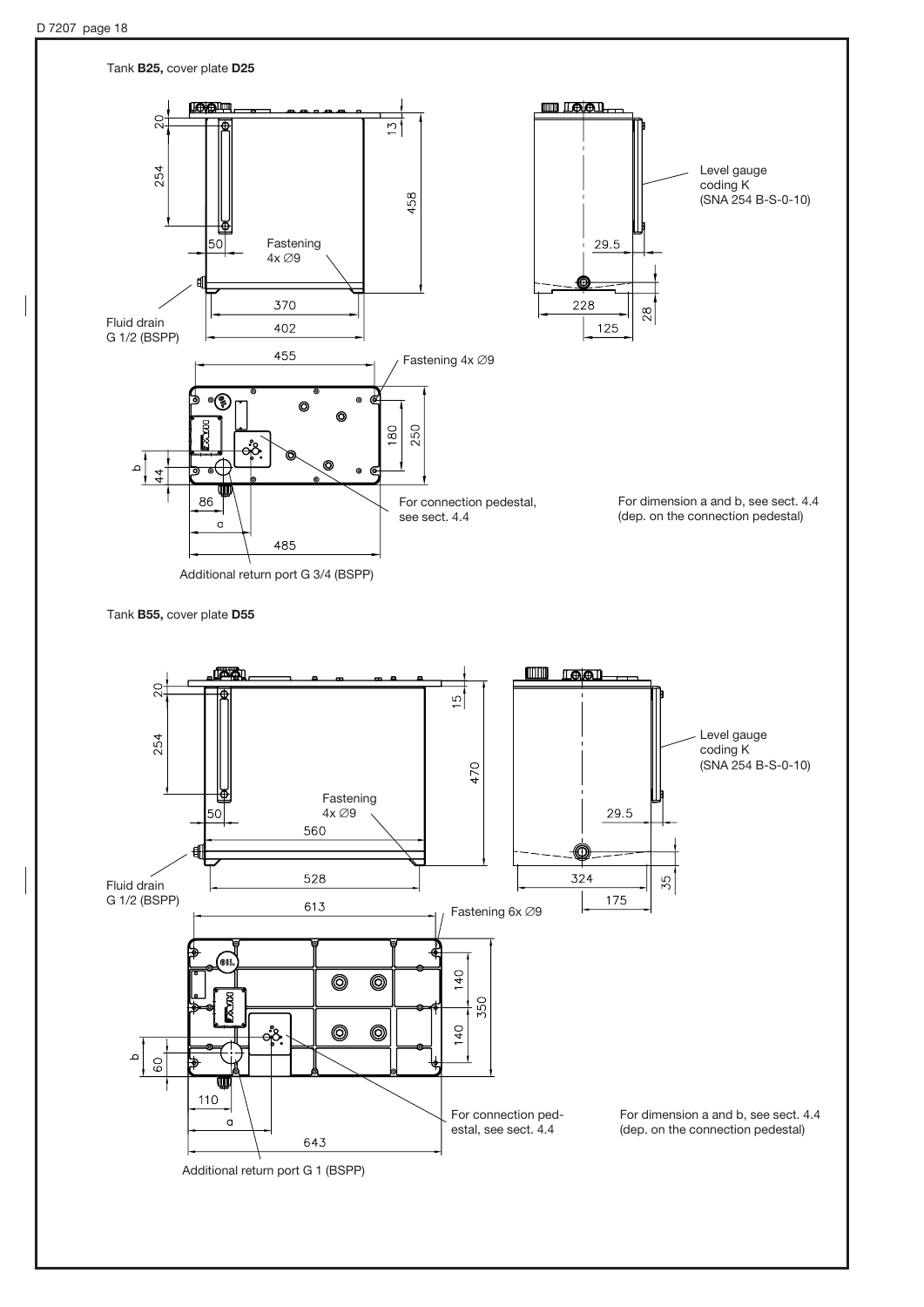Tank **B25,** cover plate **D25**

20

254

13

458

50

Fastening
4x ∅9

370

402

Fluid drain
G 1/2 (BSPP)

Level gauge
coding K
(SNA 254 B-S-0-10)

29.5

228

28

125

455

Fastening 4x ∅9

180

250

b

44

86

a

485

For connection pedestal,
see sect. 4.4

For dimension a and b, see sect. 4.4
(dep. on the connection pedestal)

Additional return port G 3/4 (BSPP)

Tank **B55,** cover plate **D55**

20

254

15

470

50

Fastening
4x ∅9

560

528

Fluid drain
G 1/2 (BSPP)

Level gauge
coding K
(SNA 254 B-S-0-10)

29.5

324

35

175

613

Fastening 6x ∅9

140

350

140

b

60

110

a

643

For connection pedestal, see sect. 4.4

For dimension a and b, see sect. 4.4
(dep. on the connection pedestal)

Additional return port G 1 (BSPP)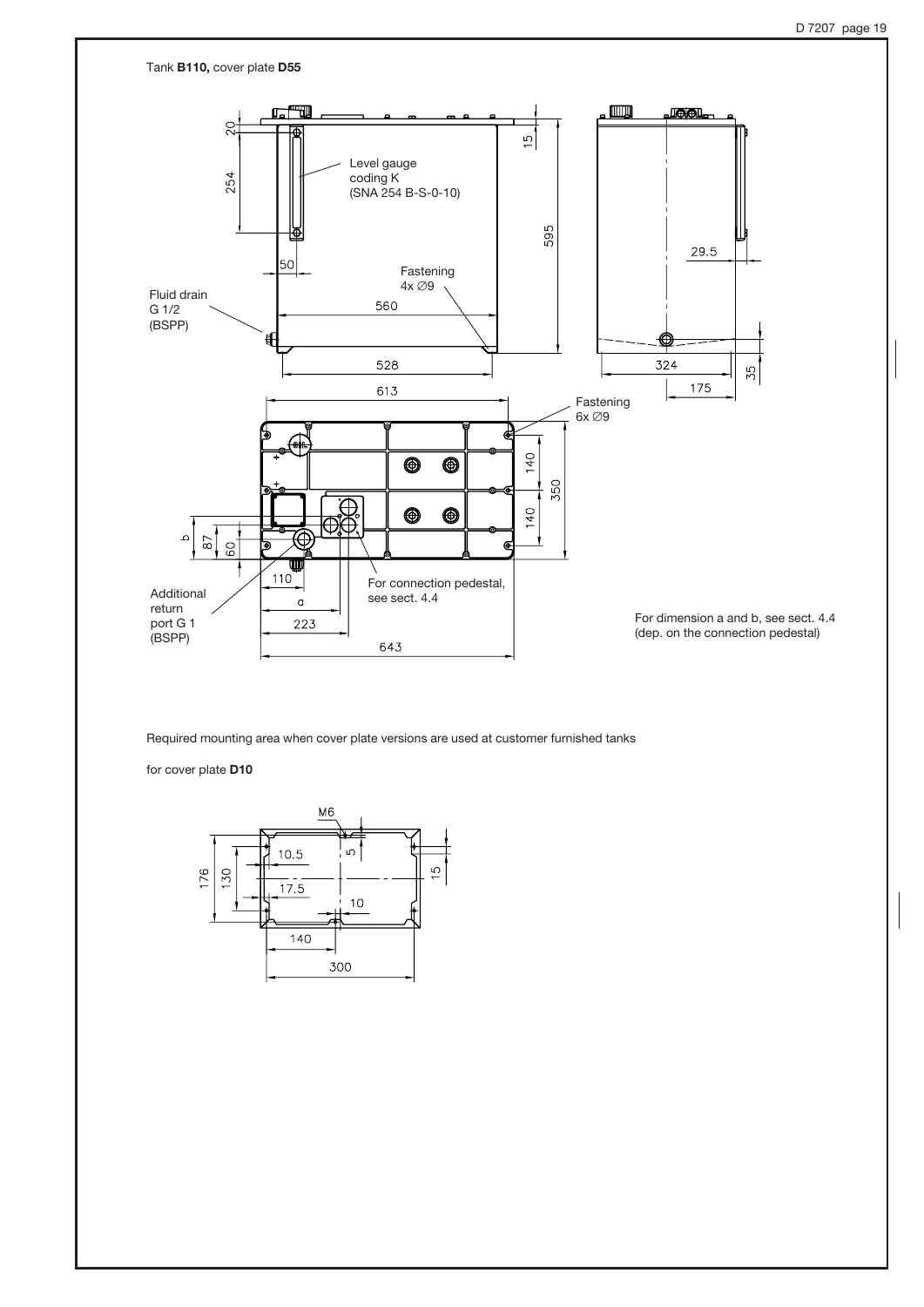Tank **B110,** cover plate **D55**

Level gauge coding K (SNA 254 B-S-0-10)

Fastening 4x ∅9

Fluid drain G 1/2 (BSPP)

Fastening 6x ∅9

For connection pedestal, see sect. 4.4

Additional return port G 1 (BSPP)

For dimension a and b, see sect. 4.4 (dep. on the connection pedestal)

Required mounting area when cover plate versions are used at customer furnished tanks

for cover plate **D10**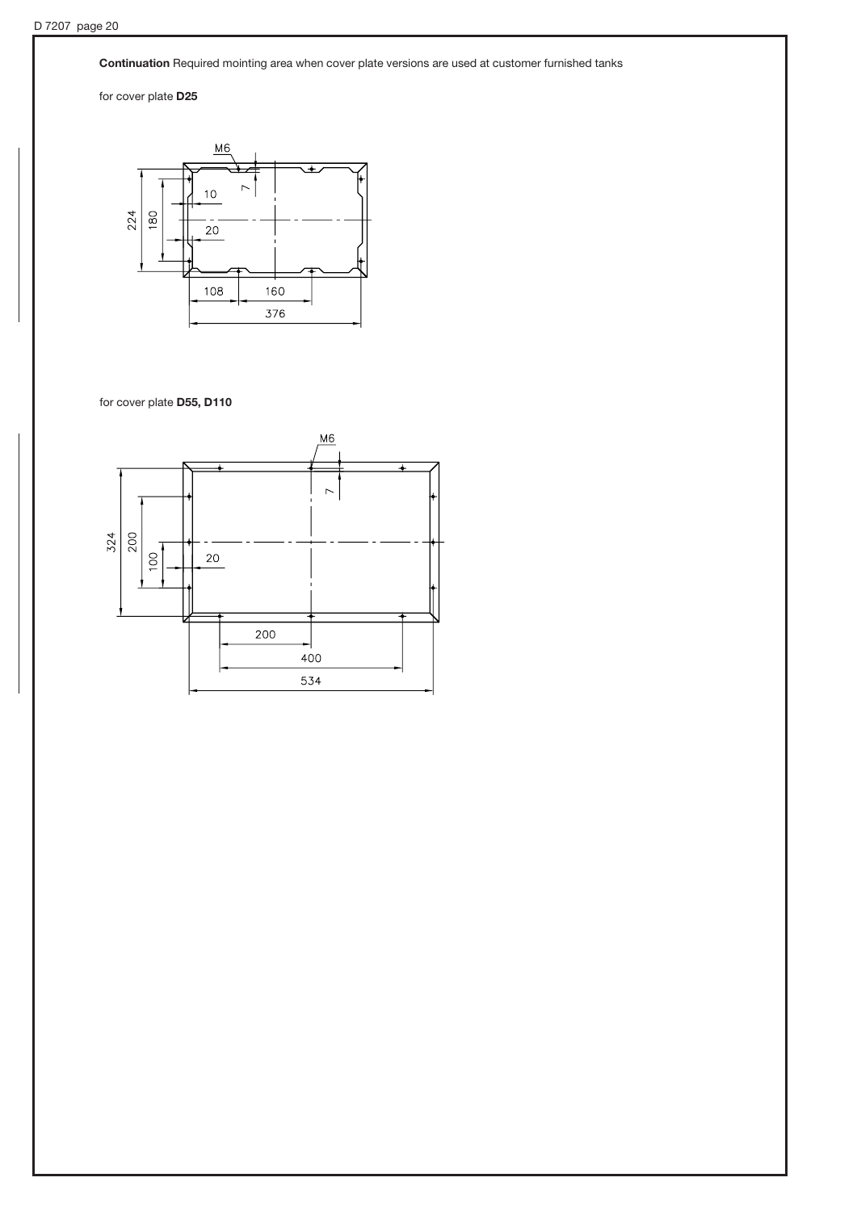**Continuation** Required mointing area when cover plate versions are used at customer furnished tanks

for cover plate **D25**

M6

7

10

224

180

20

108

160

376

for cover plate **D55, D110**

M6

7

324

200

100

20

200

400

534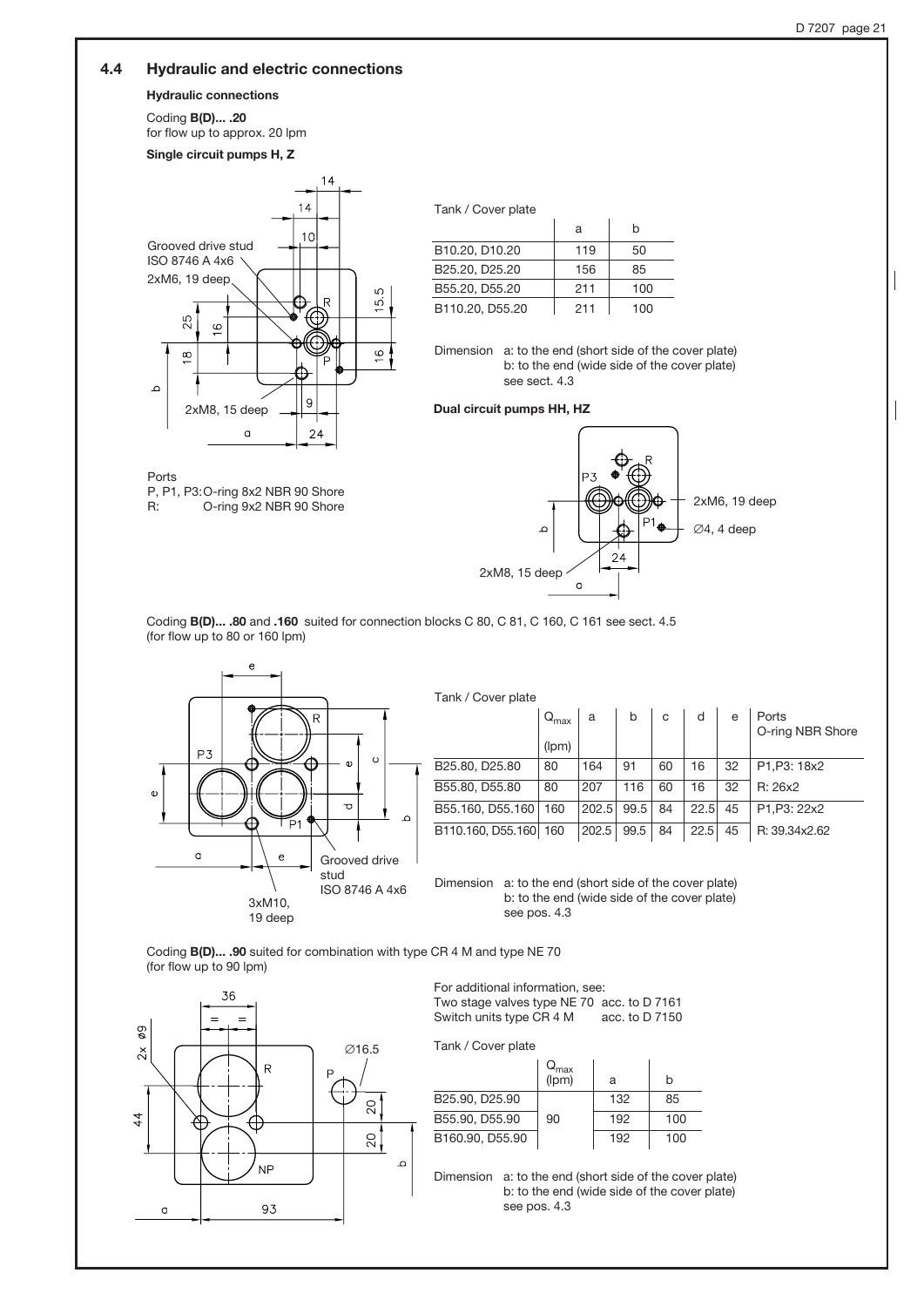## 4.4 Hydraulic and electric connections

### Hydraulic connections

Coding **B(D)... .20**
for flow up to approx. 20 lpm

**Single circuit pumps H, Z**

Grooved drive stud ISO 8746 A 4x6

2xM6, 19 deep

2xM8, 15 deep

Ports
P, P1, P3: O-ring 8x2 NBR 90 Shore
R: O-ring 9x2 NBR 90 Shore

Tank / Cover plate

| | a | b |
|---|---|---|
| B10.20, D10.20 | 119 | 50 |
| B25.20, D25.20 | 156 | 85 |
| B55.20, D55.20 | 211 | 100 |
| B110.20, D55.20 | 211 | 100 |

Dimension a: to the end (short side of the cover plate)
b: to the end (wide side of the cover plate)
see sect. 4.3

**Dual circuit pumps HH, HZ**

2xM6, 19 deep

∅4, 4 deep

2xM8, 15 deep

Coding **B(D)... .80** and **.160** suited for connection blocks C 80, C 81, C 160, C 161 see sect. 4.5
(for flow up to 80 or 160 lpm)

Grooved drive stud ISO 8746 A 4x6

3xM10, 19 deep

Tank / Cover plate

| | $Q_{max}$ (lpm) | a | b | c | d | e | Ports O-ring NBR Shore |
|---|---|---|---|---|---|---|---|
| B25.80, D25.80 | 80 | 164 | 91 | 60 | 16 | 32 | P1,P3: 18x2 |
| B55.80, D55.80 | 80 | 207 | 116 | 60 | 16 | 32 | R: 26x2 |
| B55.160, D55.160 | 160 | 202.5 | 99.5 | 84 | 22.5 | 45 | P1,P3: 22x2 |
| B110.160, D55.160 | 160 | 202.5 | 99.5 | 84 | 22.5 | 45 | R: 39.34x2.62 |

Dimension a: to the end (short side of the cover plate)
b: to the end (wide side of the cover plate)
see pos. 4.3

Coding **B(D)... .90** suited for combination with type CR 4 M and type NE 70
(for flow up to 90 lpm)

For additional information, see:
Two stage valves type NE 70 acc. to D 7161
Switch units type CR 4 M acc. to D 7150

Tank / Cover plate

| | $Q_{max}$ (lpm) | a | b |
|---|---|---|---|
| B25.90, D25.90 | | 132 | 85 |
| B55.90, D55.90 | 90 | 192 | 100 |
| B160.90, D55.90 | | 192 | 100 |

Dimension a: to the end (short side of the cover plate)
b: to the end (wide side of the cover plate)
see pos. 4.3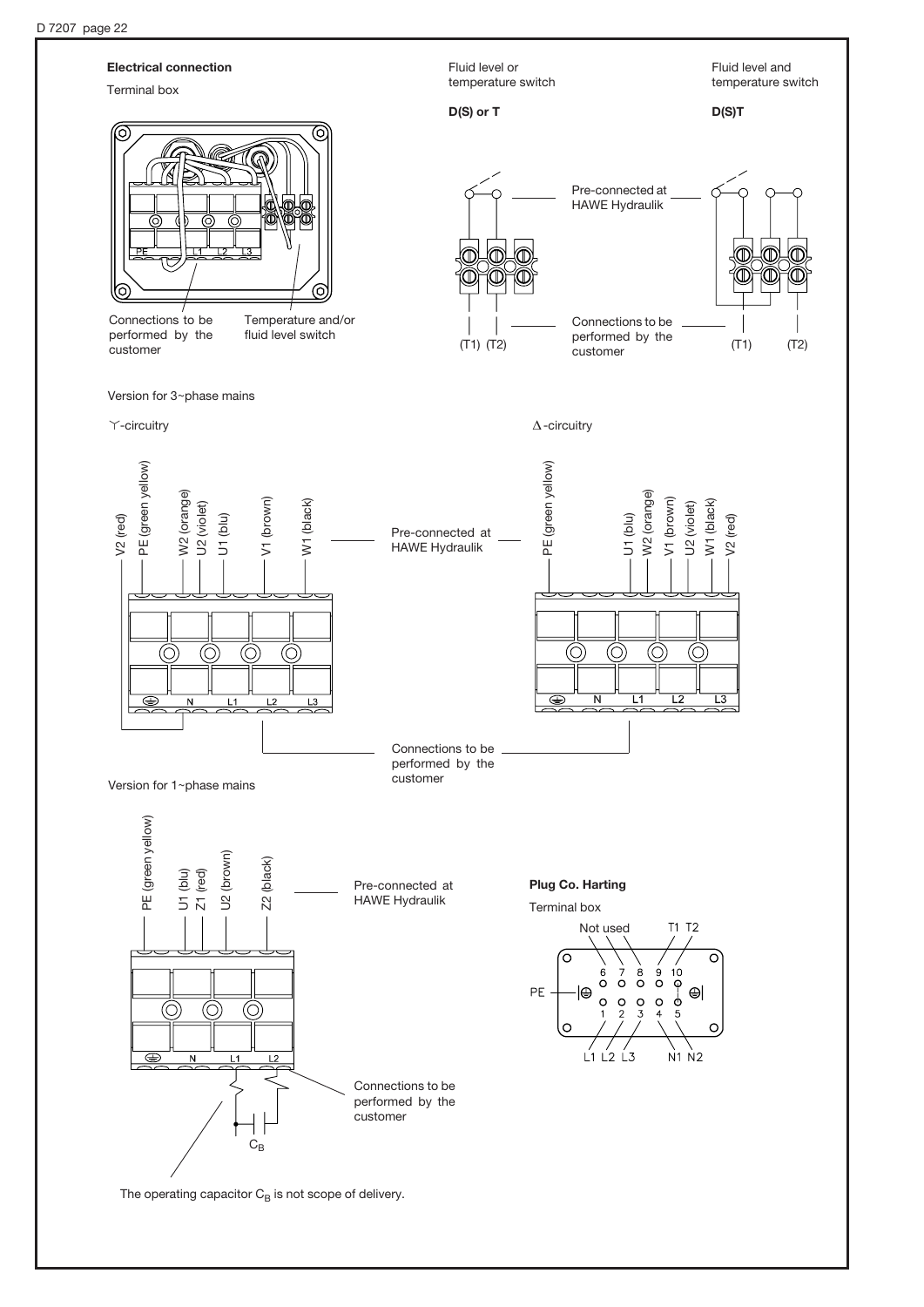## Electrical connection

Terminal box

PE L1 L2 L3

Connections to be performed by the customer

Temperature and/or fluid level switch

Fluid level or temperature switch

**D(S) or T**

Fluid level and temperature switch

**D(S)T**

Pre-connected at HAWE Hydraulik

Connections to be performed by the customer

(T1) (T2)

(T1) (T2)

Version for 3~phase mains

Y-circuitry

V2 (red), PE (green yellow), W2 (orange), U2 (violet), U1 (blu), V1 (brown), W1 (black)

N L1 L2 L3

Pre-connected at HAWE Hydraulik

Δ-circuitry

PE (green yellow), U1 (blu), W2 (orange), V1 (brown), U2 (violet), W1 (black), V2 (red)

N L1 L2 L3

Connections to be performed by the customer

Version for 1~phase mains

PE (green yellow), U1 (blu), Z1 (red), U2 (brown), Z2 (black)

N L1 L2

Pre-connected at HAWE Hydraulik

Connections to be performed by the customer

$C_B$

The operating capacitor $C_B$ is not scope of delivery.

**Plug Co. Harting**

Terminal box

Not used T1 T2

6 7 8 9 10

PE

1 2 3 4 5

L1 L2 L3 N1 N2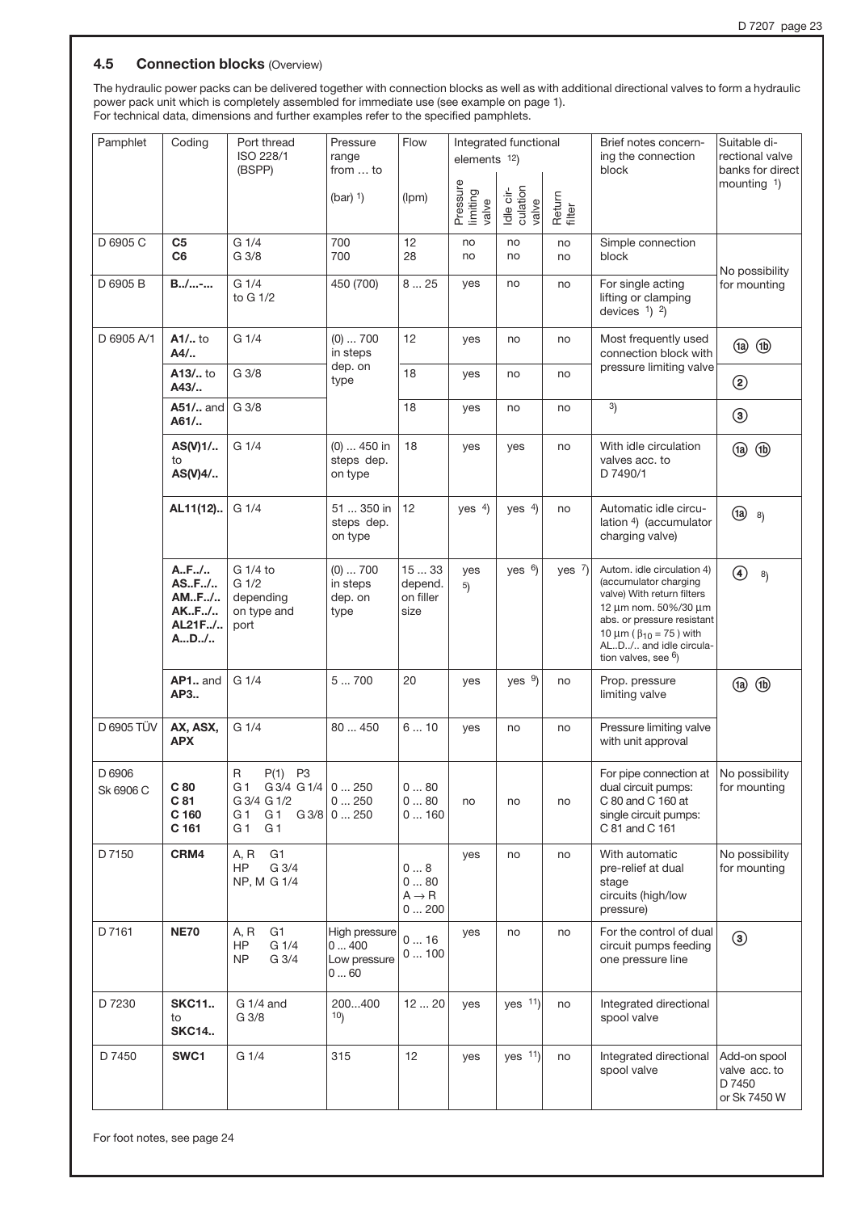## 4.5 Connection blocks (Overview)

The hydraulic power packs can be delivered together with connection blocks as well as with additional directional valves to form a hydraulic power pack unit which is completely assembled for immediate use (see example on page 1).
For technical data, dimensions and further examples refer to the specified pamphlets.

| Pamphlet | Coding | Port thread ISO 228/1 (BSPP) | Pressure range from ... to (bar) 1) | Flow (lpm) | Integrated functional elements 12) | | | Brief notes concerning the connection block | Suitable directional valve banks for direct mounting 1) |
|---|---|---|---|---|---|---|---|---|---|
| | | | | | Pressure limiting valve | Idle circulation valve | Return filter | | |
| D 6905 C | **C5**<br>**C6** | G 1/4<br>G 3/8 | 700<br>700 | 12<br>28 | no<br>no | no<br>no | no<br>no | Simple connection block | No possibility for mounting |
| D 6905 B | **B../...-...** | G 1/4 to G 1/2 | 450 (700) | 8 ... 25 | yes | no | no | For single acting lifting or clamping devices 1) 2) | |
| D 6905 A/1 | **A1/..** to **A4/..** | G 1/4 | (0) ... 700 in steps dep. on type | 12 | yes | no | no | Most frequently used connection block with pressure limiting valve | (1a) (1b) |
| | **A13/..** to **A43/..** | G 3/8 | | 18 | yes | no | no | | (2) |
| | **A51/..** and **A61/..** | G 3/8 | | 18 | yes | no | no | 3) | (3) |
| | **AS(V)1/..** to **AS(V)4/..** | G 1/4 | (0) ... 450 in steps dep. on type | 18 | yes | yes | no | With idle circulation valves acc. to D 7490/1 | (1a) (1b) |
| | **AL11(12)..** | G 1/4 | 51 ... 350 in steps dep. on type | 12 | yes 4) | yes 4) | no | Automatic idle circulation 4) (accumulator charging valve) | (1a) 8) |
| | **A..F../..**<br>**AS..F../..**<br>**AM..F../..**<br>**AK..F../..**<br>**AL21F../..**<br>**A...D../..** | G 1/4 to G 1/2 depending on type and port | (0) ... 700 in steps dep. on type | 15 ... 33 depend. on filler size | yes 5) | yes 6) | yes 7) | Autom. idle circulation 4) (accumulator charging valve) With return filters 12 µm nom. 50%/30 µm abs. or pressure resistant 10 µm ( $\beta_{10} = 75$ ) with AL..D../.. and idle circulation valves, see 6) | (4) 8) |
| | **AP1..** and **AP3..** | G 1/4 | 5 ... 700 | 20 | yes | yes 9) | no | Prop. pressure limiting valve | (1a) (1b) |
| D 6905 TÜV | **AX, ASX, APX** | G 1/4 | 80 ... 450 | 6 ... 10 | yes | no | no | Pressure limiting valve with unit approval | |
| D 6906<br>Sk 6906 C | **C 80**<br>**C 81**<br>**C 160**<br>**C 161** | R P(1) P3<br>G 1 G 3/4 G 1/4<br>G 3/4 G 1/2<br>G 1 G 1 G 3/8<br>G 1 G 1 | 0 ... 250<br>0 ... 250<br>0 ... 250 | 0 ... 80<br>0 ... 80<br>0 ... 160 | no | no | no | For pipe connection at dual circuit pumps: C 80 and C 160 at single circuit pumps: C 81 and C 161 | No possibility for mounting |
| D 7150 | **CRM4** | A, R G1<br>HP G 3/4<br>NP, M G 1/4 | | 0 ... 8<br>0 ... 80<br>A → R<br>0 ... 200 | yes | no | no | With automatic pre-relief at dual stage circuits (high/low pressure) | No possibility for mounting |
| D 7161 | **NE70** | A, R G1<br>HP G 1/4<br>NP G 3/4 | High pressure 0 ... 400<br>Low pressure 0 ... 60 | 0 ... 16<br>0 ... 100 | yes | no | no | For the control of dual circuit pumps feeding one pressure line | (3) |
| D 7230 | **SKC11..** to **SKC14..** | G 1/4 and G 3/8 | 200...400 10) | 12 ... 20 | yes | yes 11) | no | Integrated directional spool valve | |
| D 7450 | **SWC1** | G 1/4 | 315 | 12 | yes | yes 11) | no | Integrated directional spool valve | Add-on spool valve acc. to D 7450 or Sk 7450 W |

For foot notes, see page 24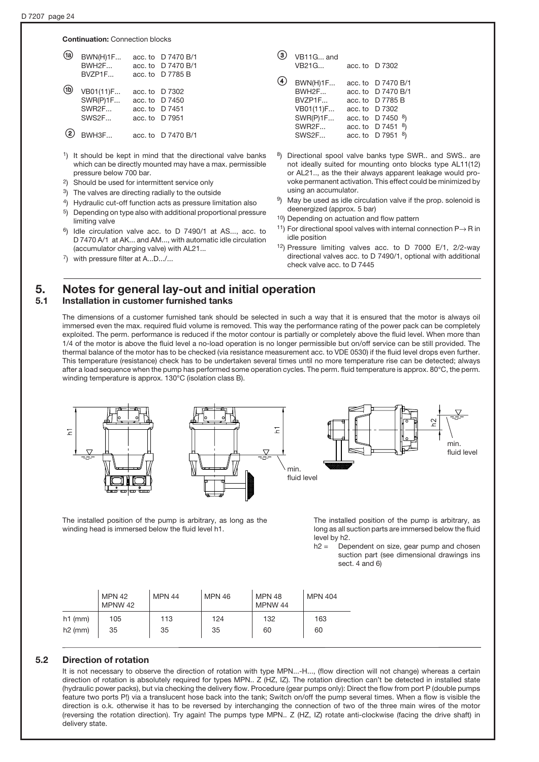**Continuation:** Connection blocks

(1a)
BWN(H)1F... acc. to D 7470 B/1
BWH2F... acc. to D 7470 B/1
BVZP1F... acc. to D 7785 B

(1b)
VB01(11)F... acc. to D 7302
SWR(P)1F... acc. to D 7450
SWR2F... acc. to D 7451
SWS2F... acc. to D 7951

(2)
BWH3F... acc. to D 7470 B/1

(3)
VB11G... and
VB21G... acc. to D 7302

(4)
BWN(H)1F... acc. to D 7470 B/1
BWH2F... acc. to D 7470 B/1
BVZP1F... acc. to D 7785 B
VB01(11)F... acc. to D 7302
SWR(P)1F... acc. to D 7450 [8]
SWR2F... acc. to D 7451 [8]
SWS2F... acc. to D 7951 [8]

[1]) It should be kept in mind that the directional valve banks which can be directly mounted may have a max. permissible pressure below 700 bar.

[2]) Should be used for intermittent service only

[3]) The valves are directing radially to the outside

[4]) Hydraulic cut-off function acts as pressure limitation also

[5]) Depending on type also with additional proportional pressure limiting valve

[6]) Idle circulation valve acc. to D 7490/1 at AS..., acc. to D 7470 A/1 at AK... and AM..., with automatic idle circulation (accumulator charging valve) with AL21...

[7]) with pressure filter at A...D.../...

[8]) Directional spool valve banks type SWR.. and SWS.. are not ideally suited for mounting onto blocks type AL11(12) or AL21.., as the their always apparent leakage would provoke permanent activation. This effect could be minimized by using an accumulator.

[9]) May be used as idle circulation valve if the prop. solenoid is deenergized (approx. 5 bar)

[10]) Depending on actuation and flow pattern

[11]) For directional spool valves with internal connection P→ R in idle position

[12]) Pressure limiting valves acc. to D 7000 E/1, 2/2-way directional valves acc. to D 7490/1, optional with additional check valve acc. to D 7445

## 5. Notes for general lay-out and initial operation

### 5.1 Installation in customer furnished tanks

The dimensions of a customer furnished tank should be selected in such a way that it is ensured that the motor is always oil immersed even the max. required fluid volume is removed. This way the performance rating of the power pack can be completely exploited. The perm. performance is reduced if the motor contour is partially or completely above the fluid level. When more than 1/4 of the motor is above the fluid level a no-load operation is no longer permissible but on/off service can be still provided. The thermal balance of the motor has to be checked (via resistance measurement acc. to VDE 0530) if the fluid level drops even further. This temperature (resistance) check has to be undertaken several times until no more temperature rise can be detected; always after a load sequence when the pump has performed some operation cycles. The perm. fluid temperature is approx. 80°C, the perm. winding temperature is approx. 130°C (isolation class B).

h1 — min. fluid level — h2 — min. fluid level

The installed position of the pump is arbitrary, as long as the winding head is immersed below the fluid level h1.

The installed position of the pump is arbitrary, as long as all suction parts are immersed below the fluid level by h2.
h2 = Dependent on size, gear pump and chosen suction part (see dimensional drawings ins sect. 4 and 6)

| | MPN 42 MPNW 42 | MPN 44 | MPN 46 | MPN 48 MPNW 44 | MPN 404 |
|---|---|---|---|---|---|
| h1 (mm) | 105 | 113 | 124 | 132 | 163 |
| h2 (mm) | 35 | 35 | 35 | 60 | 60 |

### 5.2 Direction of rotation

It is not necessary to observe the direction of rotation with type MPN...-H..., (flow direction will not change) whereas a certain direction of rotation is absolutely required for types MPN.. Z (HZ, IZ). The rotation direction can't be detected in installed state (hydraulic power packs), but via checking the delivery flow. Procedure (gear pumps only): Direct the flow from port P (double pumps feature two ports P!) via a translucent hose back into the tank; Switch on/off the pump several times. When a flow is visible the direction is o.k. otherwise it has to be reversed by interchanging the connection of two of the three main wires of the motor (reversing the rotation direction). Try again! The pumps type MPN.. Z (HZ, IZ) rotate anti-clockwise (facing the drive shaft) in delivery state.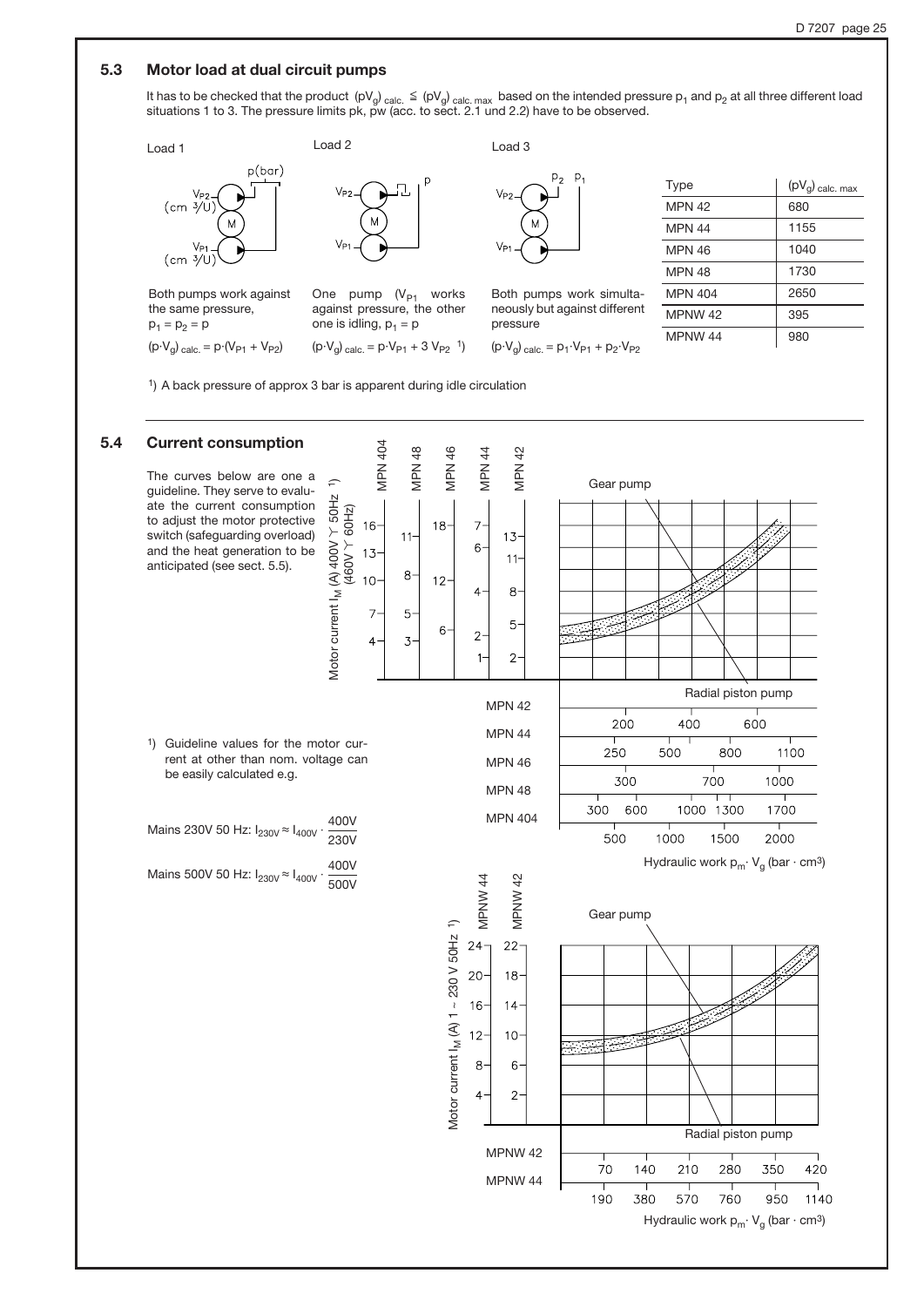## 5.3 Motor load at dual circuit pumps

It has to be checked that the product $(pV_g)_{calc.} \leq (pV_g)_{calc.\,max}$ based on the intended pressure $p_1$ and $p_2$ at all three different load situations 1 to 3. The pressure limits pk, pw (acc. to sect. 2.1 und 2.2) have to be observed.

**Load 1**

Both pumps work against the same pressure, $p_1 = p_2 = p$

$(p{\cdot}V_g)_{calc.} = p{\cdot}(V_{P1} + V_{P2})$

**Load 2**

One pump ($V_{P1}$ works against pressure, the other one is idling, $p_1 = p$

$(p{\cdot}V_g)_{calc.} = p{\cdot}V_{P1} + 3\,V_{P2}$ [1]

**Load 3**

Both pumps work simultaneously but against different pressure

$(p{\cdot}V_g)_{calc.} = p_1{\cdot}V_{P1} + p_2{\cdot}V_{P2}$

| Type | $(pV_g)_{calc.\,max}$ |
|---|---|
| MPN 42 | 680 |
| MPN 44 | 1155 |
| MPN 46 | 1040 |
| MPN 48 | 1730 |
| MPN 404 | 2650 |
| MPNW 42 | 395 |
| MPNW 44 | 980 |

[1]) A back pressure of approx 3 bar is apparent during idle circulation

## 5.4 Current consumption

The curves below are one a guideline. They serve to evaluate the current consumption to adjust the motor protective switch (safeguarding overload) and the heat generation to be anticipated (see sect. 5.5).

[1]) Guideline values for the motor current at other than nom. voltage can be easily calculated e.g.

Mains 230V 50 Hz: $I_{230V} \approx I_{400V} \cdot \dfrac{400V}{230V}$

Mains 500V 50 Hz: $I_{230V} \approx I_{400V} \cdot \dfrac{400V}{500V}$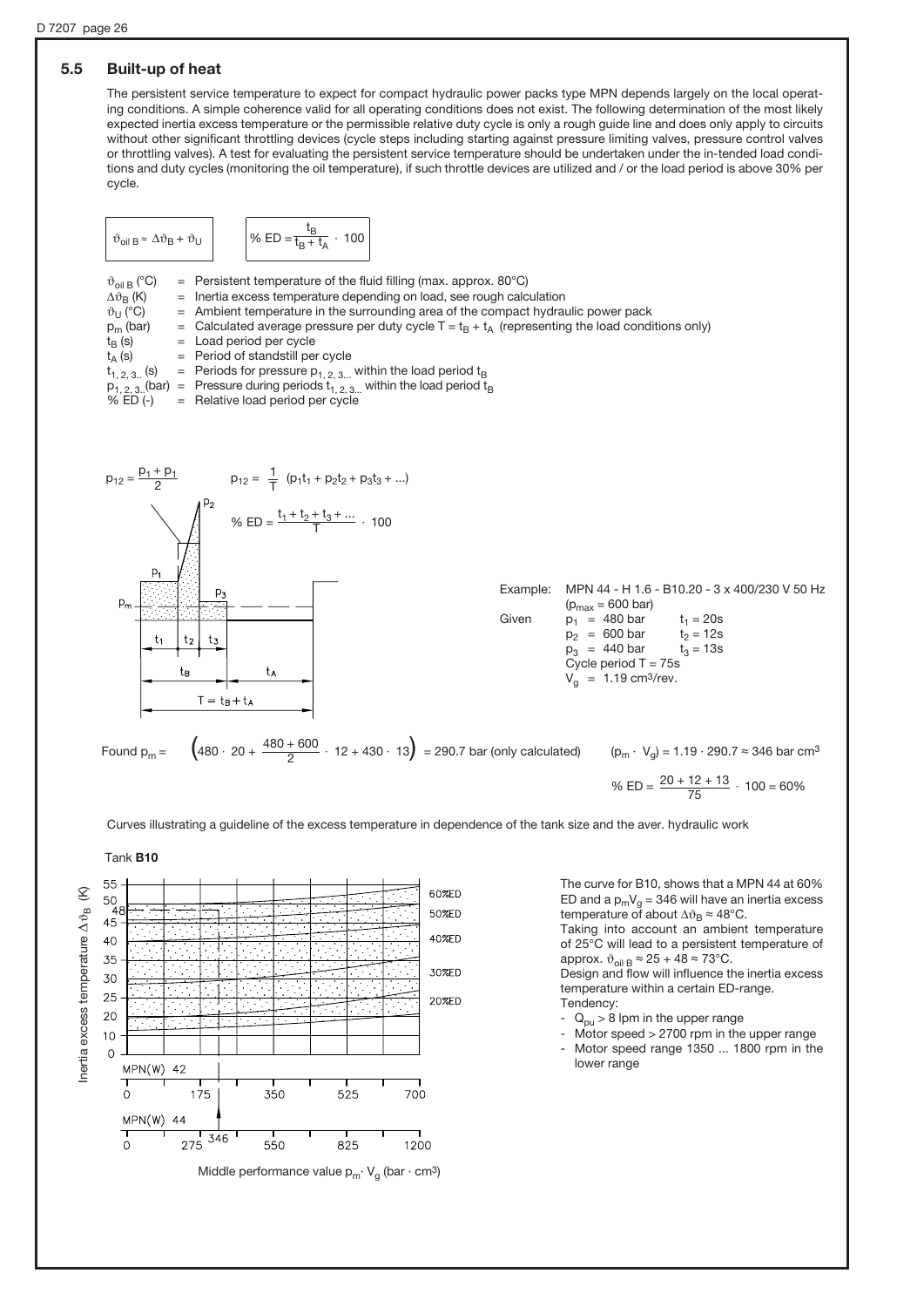## 5.5 Built-up of heat

The persistent service temperature to expect for compact hydraulic power packs type MPN depends largely on the local operating conditions. A simple coherence valid for all operating conditions does not exist. The following determination of the most likely expected inertia excess temperature or the permissible relative duty cycle is only a rough guide line and does only apply to circuits without other significant throttling devices (cycle steps including starting against pressure limiting valves, pressure control valves or throttling valves). A test for evaluating the persistent service temperature should be undertaken under the in-tended load conditions and duty cycles (monitoring the oil temperature), if such throttle devices are utilized and / or the load period is above 30% per cycle.

$$\vartheta_{oil\,B} \approx \Delta\vartheta_B + \vartheta_U$$

$$\%\,ED = \frac{t_B}{t_B + t_A} \cdot 100$$

- $\vartheta_{oil\,B}$ (°C) = Persistent temperature of the fluid filling (max. approx. 80°C)
- $\Delta\vartheta_B$ (K) = Inertia excess temperature depending on load, see rough calculation
- $\vartheta_U$ (°C) = Ambient temperature in the surrounding area of the compact hydraulic power pack
- $p_m$ (bar) = Calculated average pressure per duty cycle $T = t_B + t_A$ (representing the load conditions only)
- $t_B$ (s) = Load period per cycle
- $t_A$ (s) = Period of standstill per cycle
- $t_{1,2,3...}$ (s) = Periods for pressure $p_{1,2,3...}$ within the load period $t_B$
- $p_{1,2,3...}$(bar) = Pressure during periods $t_{1,2,3...}$ within the load period $t_B$
- % ED (-) = Relative load period per cycle

$$p_{12} = \frac{p_1 + p_1}{2} \qquad p_{12} = \frac{1}{T}\,(p_1t_1 + p_2t_2 + p_3t_3 + ...)$$

$$\%\,ED = \frac{t_1 + t_2 + t_3 + ...}{T} \cdot 100$$

Example: MPN 44 - H 1.6 - B10.20 - 3 x 400/230 V 50 Hz ($p_{max}$ = 600 bar)

Given
- $p_1$ = 480 bar, $t_1$ = 20s
- $p_2$ = 600 bar, $t_2$ = 12s
- $p_3$ = 440 bar, $t_3$ = 13s
- Cycle period T = 75s
- $V_g$ = 1.19 cm³/rev.

Found $p_m = \left(480 \cdot 20 + \frac{480 + 600}{2} \cdot 12 + 430 \cdot 13\right) = 290.7$ bar (only calculated)

$(p_m \cdot V_g) = 1.19 \cdot 290.7 \approx 346$ bar cm³

$$\%\,ED = \frac{20 + 12 + 13}{75} \cdot 100 = 60\%$$

Curves illustrating a guideline of the excess temperature in dependence of the tank size and the aver. hydraulic work

Tank **B10**

The curve for B10, shows that a MPN 44 at 60% ED and a $p_mV_g$ = 346 will have an inertia excess temperature of about $\Delta\vartheta_B \approx 48$°C.

Taking into account an ambient temperature of 25°C will lead to a persistent temperature of approx. $\vartheta_{oil\,B} \approx 25 + 48 \approx 73$°C.

Design and flow will influence the inertia excess temperature within a certain ED-range.

Tendency:
- $Q_{pu}$ > 8 lpm in the upper range
- Motor speed > 2700 rpm in the upper range
- Motor speed range 1350 ... 1800 rpm in the lower range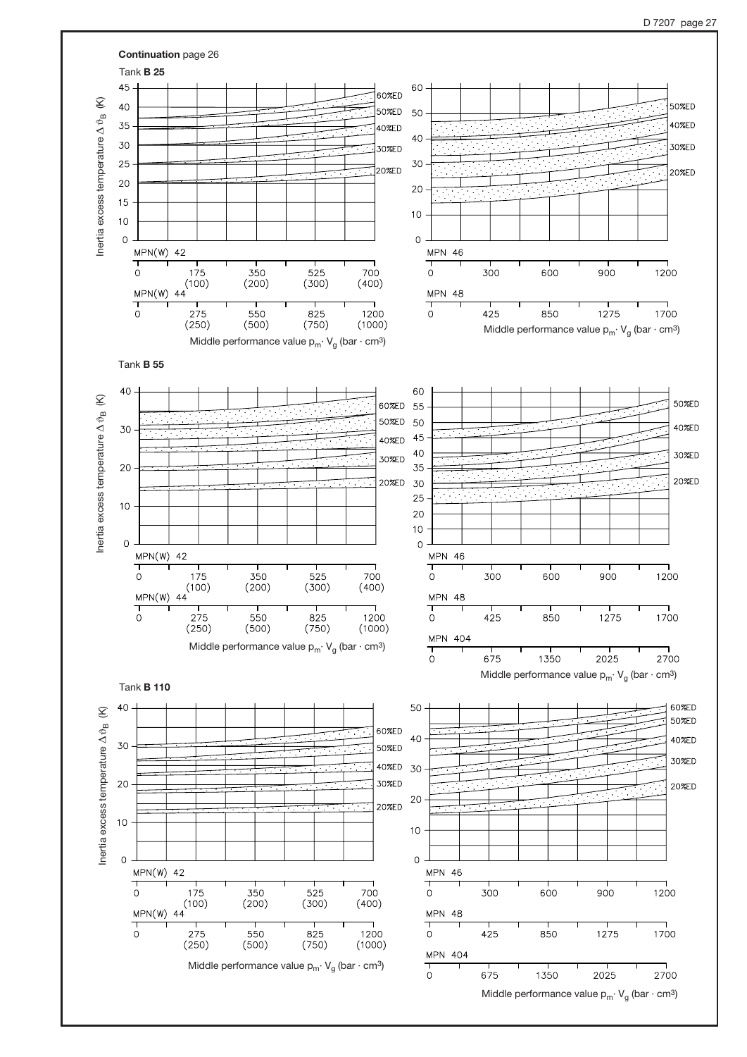**Continuation** page 26

Tank **B 25**

Inertia excess temperature $\Delta\vartheta_B$ (K)

60%ED, 50%ED, 40%ED, 30%ED, 20%ED

MPN(W) 42: 0, 175 (100), 350 (200), 525 (300), 700 (400)

MPN(W) 44: 0, 275 (250), 550 (500), 825 (750), 1200 (1000)

Middle performance value $p_m \cdot V_g$ (bar · cm³)

50%ED, 40%ED, 30%ED, 20%ED

MPN 46: 0, 300, 600, 900, 1200

MPN 48: 0, 425, 850, 1275, 1700

Middle performance value $p_m \cdot V_g$ (bar · cm³)

Tank **B 55**

Inertia excess temperature $\Delta\vartheta_B$ (K)

60%ED, 50%ED, 40%ED, 30%ED, 20%ED

MPN(W) 42: 0, 175 (100), 350 (200), 525 (300), 700 (400)

MPN(W) 44: 0, 275 (250), 550 (500), 825 (750), 1200 (1000)

Middle performance value $p_m \cdot V_g$ (bar · cm³)

50%ED, 40%ED, 30%ED, 20%ED

MPN 46: 0, 300, 600, 900, 1200

MPN 48: 0, 425, 850, 1275, 1700

MPN 404: 0, 675, 1350, 2025, 2700

Middle performance value $p_m \cdot V_g$ (bar · cm³)

Tank **B 110**

Inertia excess temperature $\Delta\vartheta_B$ (K)

60%ED, 50%ED, 40%ED, 30%ED, 20%ED

MPN(W) 42: 0, 175 (100), 350 (200), 525 (300), 700 (400)

MPN(W) 44: 0, 275 (250), 550 (500), 825 (750), 1200 (1000)

Middle performance value $p_m \cdot V_g$ (bar · cm³)

60%ED, 50%ED, 40%ED, 30%ED, 20%ED

MPN 46: 0, 300, 600, 900, 1200

MPN 48: 0, 425, 850, 1275, 1700

MPN 404: 0, 675, 1350, 2025, 2700

Middle performance value $p_m \cdot V_g$ (bar · cm³)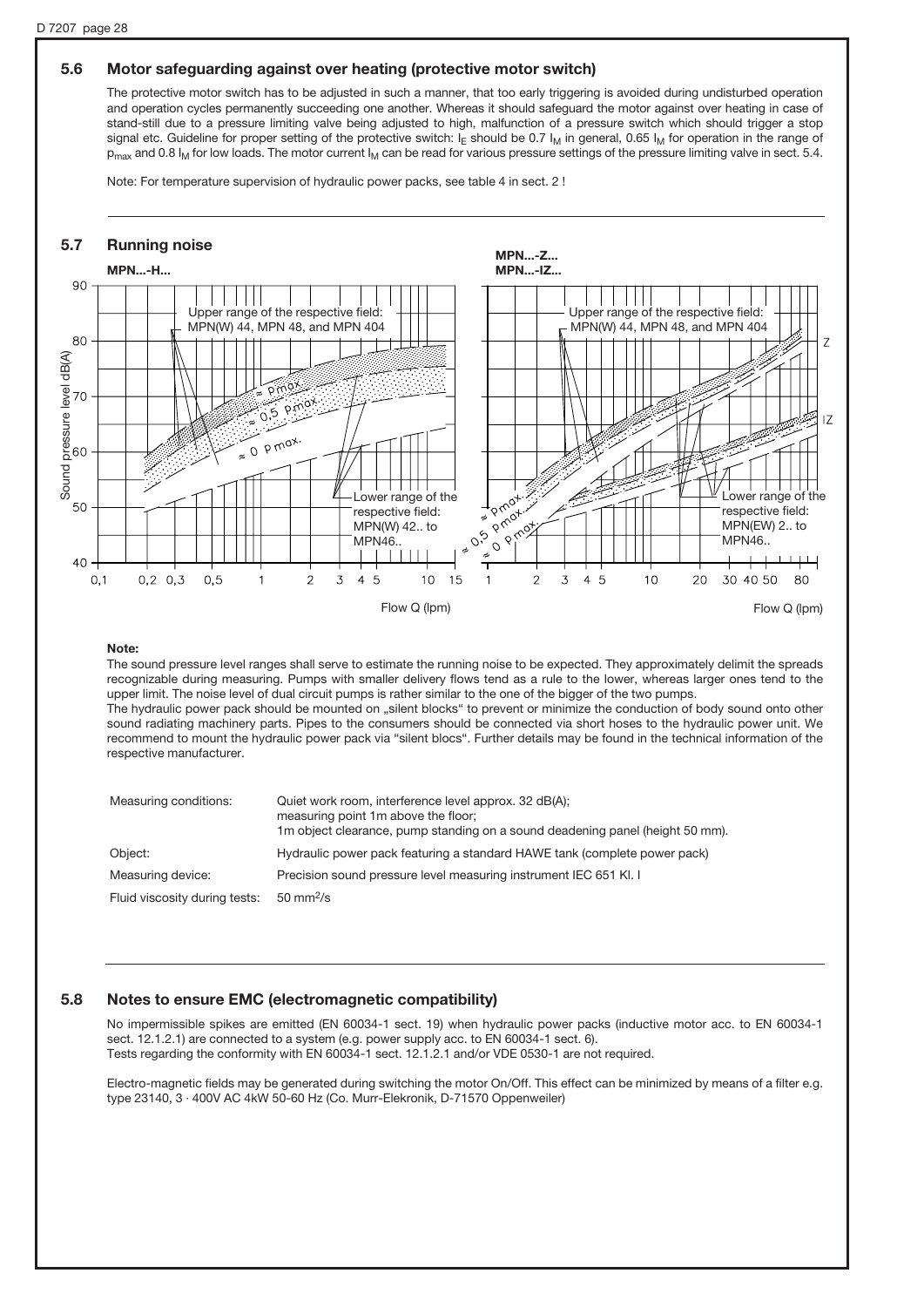## 5.6 Motor safeguarding against over heating (protective motor switch)

The protective motor switch has to be adjusted in such a manner, that too early triggering is avoided during undisturbed operation and operation cycles permanently succeeding one another. Whereas it should safeguard the motor against over heating in case of stand-still due to a pressure limiting valve being adjusted to high, malfunction of a pressure switch which should trigger a stop signal etc. Guideline for proper setting of the protective switch: $I_E$ should be 0.7 $I_M$ in general, 0.65 $I_M$ for operation in the range of $p_{max}$ and 0.8 $I_M$ for low loads. The motor current $I_M$ can be read for various pressure settings of the pressure limiting valve in sect. 5.4.

Note: For temperature supervision of hydraulic power packs, see table 4 in sect. 2 !

## 5.7 Running noise

MPN...-H...

MPN...-Z...
MPN...-IZ...

Upper range of the respective field: MPN(W) 44, MPN 48, and MPN 404

Lower range of the respective field: MPN(W) 42.. to MPN46..

Lower range of the respective field: MPN(EW) 2.. to MPN46..

≈ Pmax, ≈ 0,5 Pmax, ≈ 0 Pmax

Sound pressure level dB(A)

Flow Q (lpm)

**Note:**

The sound pressure level ranges shall serve to estimate the running noise to be expected. They approximately delimit the spreads recognizable during measuring. Pumps with smaller delivery flows tend as a rule to the lower, whereas larger ones tend to the upper limit. The noise level of dual circuit pumps is rather similar to the one of the bigger of the two pumps.
The hydraulic power pack should be mounted on „silent blocks" to prevent or minimize the conduction of body sound onto other sound radiating machinery parts. Pipes to the consumers should be connected via short hoses to the hydraulic power unit. We recommend to mount the hydraulic power pack via "silent blocs". Further details may be found in the technical information of the respective manufacturer.

| | |
|---|---|
| Measuring conditions: | Quiet work room, interference level approx. 32 dB(A); measuring point 1m above the floor; 1m object clearance, pump standing on a sound deadening panel (height 50 mm). |
| Object: | Hydraulic power pack featuring a standard HAWE tank (complete power pack) |
| Measuring device: | Precision sound pressure level measuring instrument IEC 651 Kl. I |
| Fluid viscosity during tests: | 50 $mm^2/s$ |

## 5.8 Notes to ensure EMC (electromagnetic compatibility)

No impermissible spikes are emitted (EN 60034-1 sect. 19) when hydraulic power packs (inductive motor acc. to EN 60034-1 sect. 12.1.2.1) are connected to a system (e.g. power supply acc. to EN 60034-1 sect. 6).
Tests regarding the conformity with EN 60034-1 sect. 12.1.2.1 and/or VDE 0530-1 are not required.

Electro-magnetic fields may be generated during switching the motor On/Off. This effect can be minimized by means of a filter e.g. type 23140, 3 · 400V AC 4kW 50-60 Hz (Co. Murr-Elekronik, D-71570 Oppenweiler)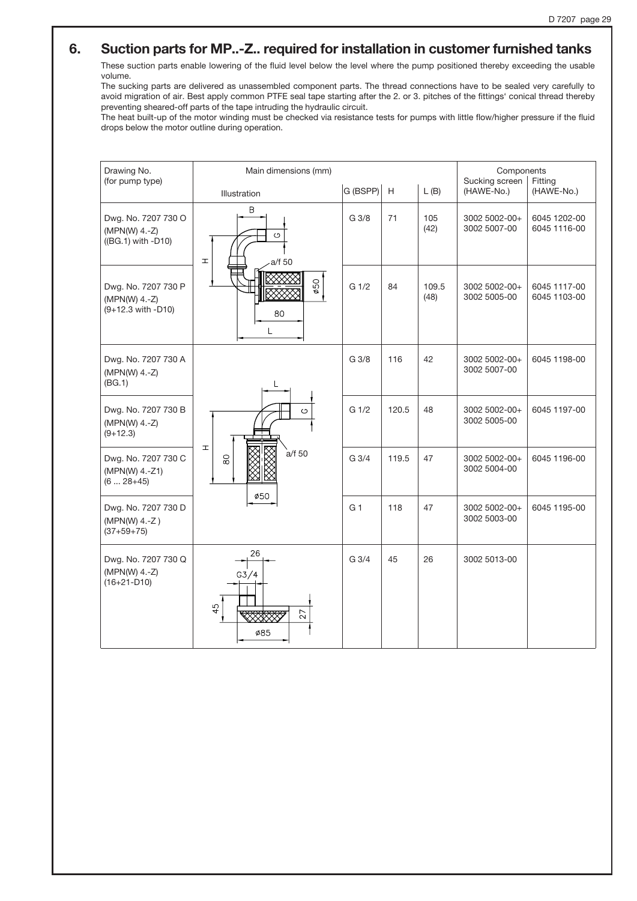## 6. Suction parts for MP..-Z.. required for installation in customer furnished tanks

These suction parts enable lowering of the fluid level below the level where the pump positioned thereby exceeding the usable volume.

The sucking parts are delivered as unassembled component parts. The thread connections have to be sealed very carefully to avoid migration of air. Best apply common PTFE seal tape starting after the 2. or 3. pitches of the fittings' conical thread thereby preventing sheared-off parts of the tape intruding the hydraulic circuit.

The heat built-up of the motor winding must be checked via resistance tests for pumps with little flow/higher pressure if the fluid drops below the motor outline during operation.

| Drawing No. (for pump type) | Main dimensions (mm) | | | | Components | |
|---|---|---|---|---|---|---|
| | Illustration | G (BSPP) | H | L (B) | Sucking screen (HAWE-No.) | Fitting (HAWE-No.) |
| Dwg. No. 7207 730 O (MPN(W) 4.-Z) ((BG.1) with -D10) | B, G, H, a/f 50, ø50, 80, L | G 3/8 | 71 | 105 (42) | 3002 5002-00+ 3002 5007-00 | 6045 1202-00 6045 1116-00 |
| Dwg. No. 7207 730 P (MPN(W) 4.-Z) (9+12.3 with -D10) | | G 1/2 | 84 | 109.5 (48) | 3002 5002-00+ 3002 5005-00 | 6045 1117-00 6045 1103-00 |
| Dwg. No. 7207 730 A (MPN(W) 4.-Z) (BG.1) | L, G, H, 80, a/f 50, ø50 | G 3/8 | 116 | 42 | 3002 5002-00+ 3002 5007-00 | 6045 1198-00 |
| Dwg. No. 7207 730 B (MPN(W) 4.-Z) (9+12.3) | | G 1/2 | 120.5 | 48 | 3002 5002-00+ 3002 5005-00 | 6045 1197-00 |
| Dwg. No. 7207 730 C (MPN(W) 4.-Z1) (6 ... 28+45) | | G 3/4 | 119.5 | 47 | 3002 5002-00+ 3002 5004-00 | 6045 1196-00 |
| Dwg. No. 7207 730 D (MPN(W) 4.-Z ) (37+59+75) | | G 1 | 118 | 47 | 3002 5002-00+ 3002 5003-00 | 6045 1195-00 |
| Dwg. No. 7207 730 Q (MPN(W) 4.-Z) (16+21-D10) | 26, G3/4, 45, 27, ø85 | G 3/4 | 45 | 26 | 3002 5013-00 | |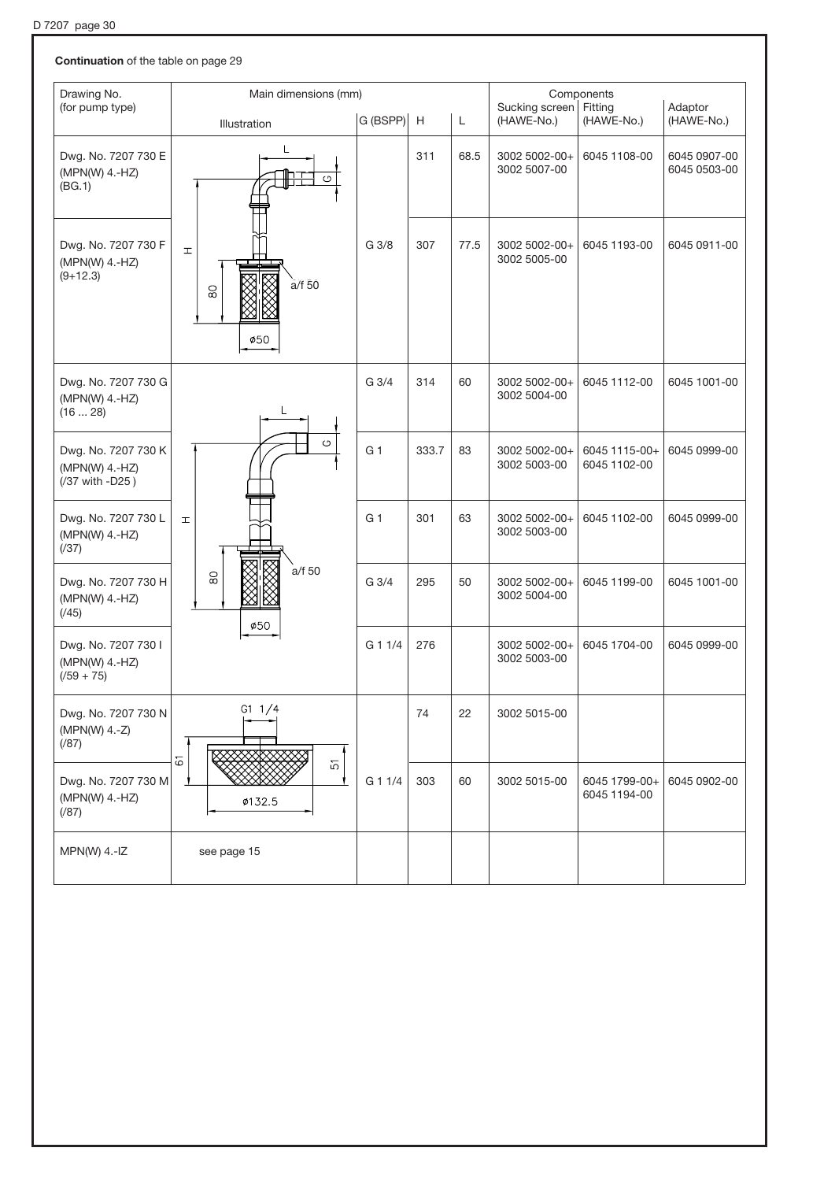**Continuation** of the table on page 29

| Drawing No. (for pump type) | Main dimensions (mm) | | | | Components | | |
|---|---|---|---|---|---|---|---|
| | Illustration | G (BSPP) | H | L | Sucking screen (HAWE-No.) | Fitting (HAWE-No.) | Adaptor (HAWE-No.) |
| Dwg. No. 7207 730 E (MPN(W) 4.-HZ) (BG.1) | L, G, H, 80, a/f 50, ø50 | G 3/8 | 311 | 68.5 | 3002 5002-00+ 3002 5007-00 | 6045 1108-00 | 6045 0907-00 6045 0503-00 |
| Dwg. No. 7207 730 F (MPN(W) 4.-HZ) (9+12.3) | | G 3/8 | 307 | 77.5 | 3002 5002-00+ 3002 5005-00 | 6045 1193-00 | 6045 0911-00 |
| Dwg. No. 7207 730 G (MPN(W) 4.-HZ) (16 ... 28) | L, G, H, 80, a/f 50, ø50 | G 3/4 | 314 | 60 | 3002 5002-00+ 3002 5004-00 | 6045 1112-00 | 6045 1001-00 |
| Dwg. No. 7207 730 K (MPN(W) 4.-HZ) (/37 with -D25 ) | | G 1 | 333.7 | 83 | 3002 5002-00+ 3002 5003-00 | 6045 1115-00+ 6045 1102-00 | 6045 0999-00 |
| Dwg. No. 7207 730 L (MPN(W) 4.-HZ) (/37) | | G 1 | 301 | 63 | 3002 5002-00+ 3002 5003-00 | 6045 1102-00 | 6045 0999-00 |
| Dwg. No. 7207 730 H (MPN(W) 4.-HZ) (/45) | | G 3/4 | 295 | 50 | 3002 5002-00+ 3002 5004-00 | 6045 1199-00 | 6045 1001-00 |
| Dwg. No. 7207 730 I (MPN(W) 4.-HZ) (/59 + 75) | | G 1 1/4 | 276 | | 3002 5002-00+ 3002 5003-00 | 6045 1704-00 | 6045 0999-00 |
| Dwg. No. 7207 730 N (MPN(W) 4.-Z) (/87) | G1 1/4, 61, 51, ø132.5 | G 1 1/4 | 74 | 22 | 3002 5015-00 | | |
| Dwg. No. 7207 730 M (MPN(W) 4.-HZ) (/87) | | G 1 1/4 | 303 | 60 | 3002 5015-00 | 6045 1799-00+ 6045 1194-00 | 6045 0902-00 |
| MPN(W) 4.-IZ | see page 15 | | | | | | |